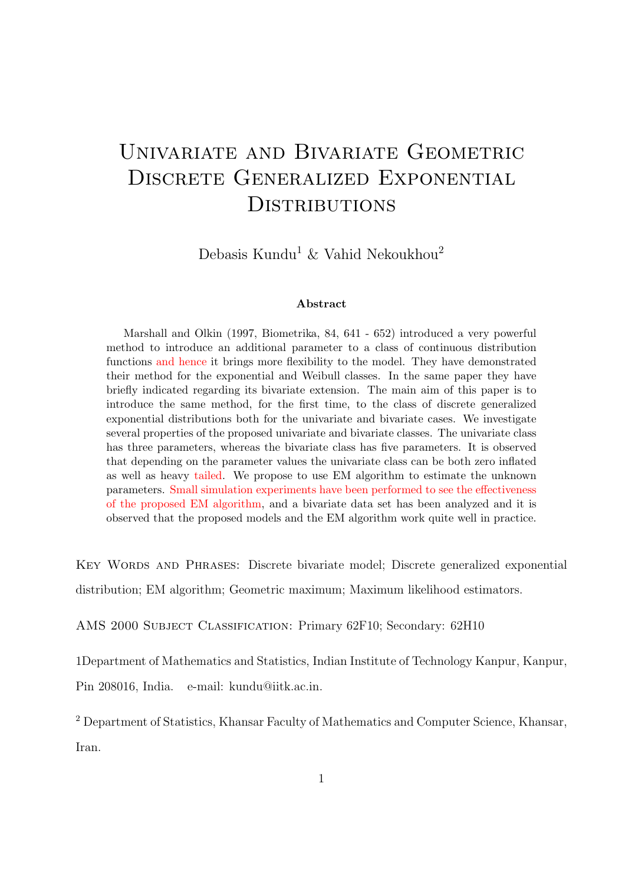# Univariate and Bivariate Geometric Discrete Generalized Exponential Distributions

Debasis Kundu[1] & Vahid Nekoukhou[2]

**Abstract**

Marshall and Olkin (1997, Biometrika, 84, 641 - 652) introduced a very powerful method to introduce an additional parameter to a class of continuous distribution functions and hence it brings more flexibility to the model. They have demonstrated their method for the exponential and Weibull classes. In the same paper they have briefly indicated regarding its bivariate extension. The main aim of this paper is to introduce the same method, for the first time, to the class of discrete generalized exponential distributions both for the univariate and bivariate cases. We investigate several properties of the proposed univariate and bivariate classes. The univariate class has three parameters, whereas the bivariate class has five parameters. It is observed that depending on the parameter values the univariate class can be both zero inflated as well as heavy tailed. We propose to use EM algorithm to estimate the unknown parameters. Small simulation experiments have been performed to see the effectiveness of the proposed EM algorithm, and a bivariate data set has been analyzed and it is observed that the proposed models and the EM algorithm work quite well in practice.

Key Words and Phrases: Discrete bivariate model; Discrete generalized exponential distribution; EM algorithm; Geometric maximum; Maximum likelihood estimators.

AMS 2000 Subject Classification: Primary 62F10; Secondary: 62H10

1Department of Mathematics and Statistics, Indian Institute of Technology Kanpur, Kanpur, Pin 208016, India. e-mail: kundu@iitk.ac.in.

[2] Department of Statistics, Khansar Faculty of Mathematics and Computer Science, Khansar, Iran.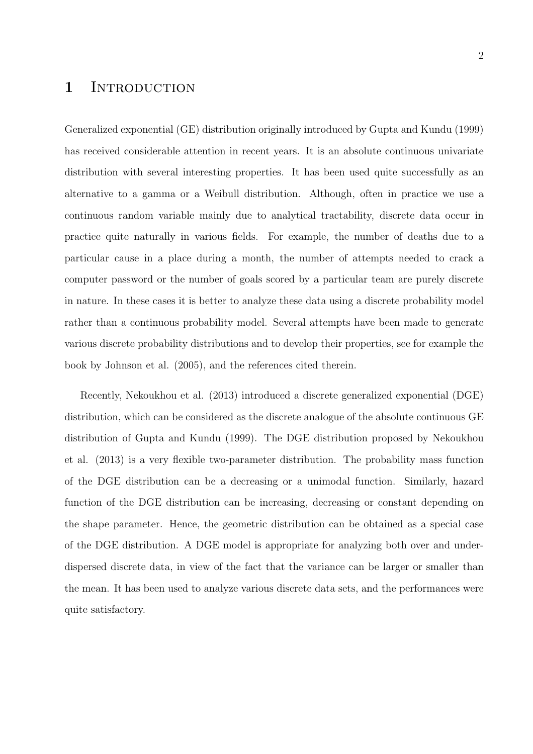# 1 Introduction

Generalized exponential (GE) distribution originally introduced by Gupta and Kundu (1999) has received considerable attention in recent years. It is an absolute continuous univariate distribution with several interesting properties. It has been used quite successfully as an alternative to a gamma or a Weibull distribution. Although, often in practice we use a continuous random variable mainly due to analytical tractability, discrete data occur in practice quite naturally in various fields. For example, the number of deaths due to a particular cause in a place during a month, the number of attempts needed to crack a computer password or the number of goals scored by a particular team are purely discrete in nature. In these cases it is better to analyze these data using a discrete probability model rather than a continuous probability model. Several attempts have been made to generate various discrete probability distributions and to develop their properties, see for example the book by Johnson et al. (2005), and the references cited therein.

Recently, Nekoukhou et al. (2013) introduced a discrete generalized exponential (DGE) distribution, which can be considered as the discrete analogue of the absolute continuous GE distribution of Gupta and Kundu (1999). The DGE distribution proposed by Nekoukhou et al. (2013) is a very flexible two-parameter distribution. The probability mass function of the DGE distribution can be a decreasing or a unimodal function. Similarly, hazard function of the DGE distribution can be increasing, decreasing or constant depending on the shape parameter. Hence, the geometric distribution can be obtained as a special case of the DGE distribution. A DGE model is appropriate for analyzing both over and under-dispersed discrete data, in view of the fact that the variance can be larger or smaller than the mean. It has been used to analyze various discrete data sets, and the performances were quite satisfactory.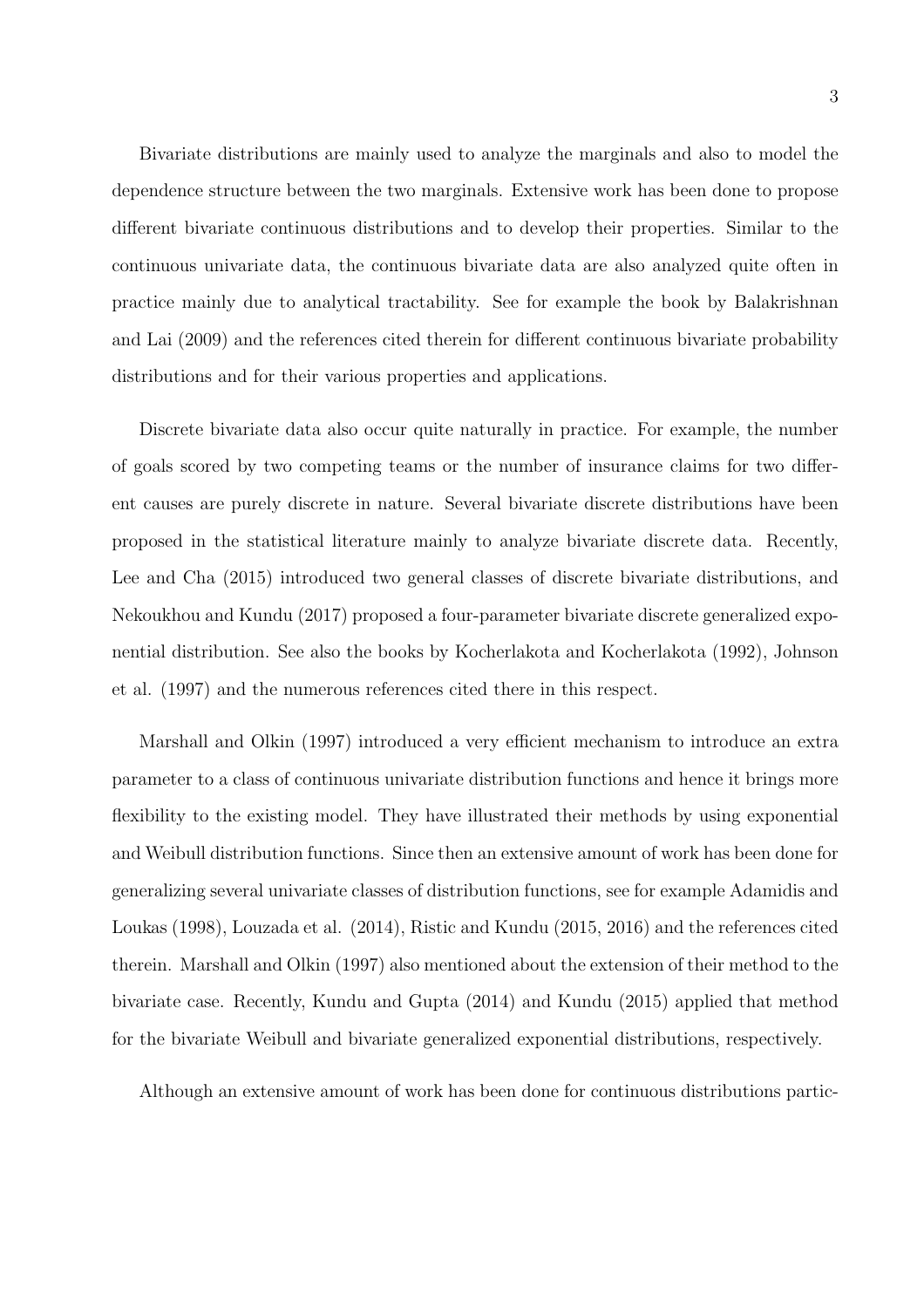Bivariate distributions are mainly used to analyze the marginals and also to model the dependence structure between the two marginals. Extensive work has been done to propose different bivariate continuous distributions and to develop their properties. Similar to the continuous univariate data, the continuous bivariate data are also analyzed quite often in practice mainly due to analytical tractability. See for example the book by Balakrishnan and Lai (2009) and the references cited therein for different continuous bivariate probability distributions and for their various properties and applications.

Discrete bivariate data also occur quite naturally in practice. For example, the number of goals scored by two competing teams or the number of insurance claims for two different causes are purely discrete in nature. Several bivariate discrete distributions have been proposed in the statistical literature mainly to analyze bivariate discrete data. Recently, Lee and Cha (2015) introduced two general classes of discrete bivariate distributions, and Nekoukhou and Kundu (2017) proposed a four-parameter bivariate discrete generalized exponential distribution. See also the books by Kocherlakota and Kocherlakota (1992), Johnson et al. (1997) and the numerous references cited there in this respect.

Marshall and Olkin (1997) introduced a very efficient mechanism to introduce an extra parameter to a class of continuous univariate distribution functions and hence it brings more flexibility to the existing model. They have illustrated their methods by using exponential and Weibull distribution functions. Since then an extensive amount of work has been done for generalizing several univariate classes of distribution functions, see for example Adamidis and Loukas (1998), Louzada et al. (2014), Ristic and Kundu (2015, 2016) and the references cited therein. Marshall and Olkin (1997) also mentioned about the extension of their method to the bivariate case. Recently, Kundu and Gupta (2014) and Kundu (2015) applied that method for the bivariate Weibull and bivariate generalized exponential distributions, respectively.

Although an extensive amount of work has been done for continuous distributions partic-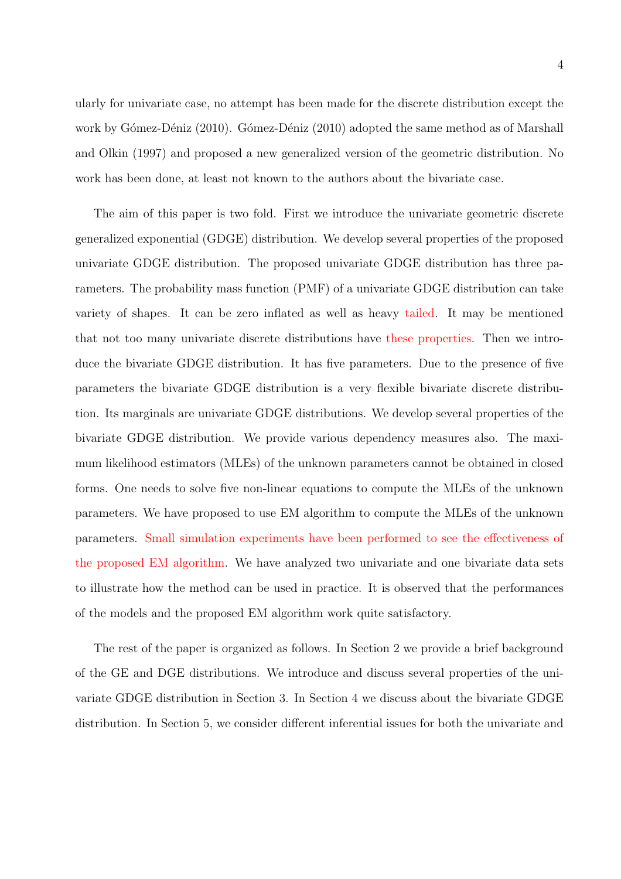ularly for univariate case, no attempt has been made for the discrete distribution except the work by Gómez-Déniz (2010). Gómez-Déniz (2010) adopted the same method as of Marshall and Olkin (1997) and proposed a new generalized version of the geometric distribution. No work has been done, at least not known to the authors about the bivariate case.

The aim of this paper is two fold. First we introduce the univariate geometric discrete generalized exponential (GDGE) distribution. We develop several properties of the proposed univariate GDGE distribution. The proposed univariate GDGE distribution has three parameters. The probability mass function (PMF) of a univariate GDGE distribution can take variety of shapes. It can be zero inflated as well as heavy tailed. It may be mentioned that not too many univariate discrete distributions have these properties. Then we introduce the bivariate GDGE distribution. It has five parameters. Due to the presence of five parameters the bivariate GDGE distribution is a very flexible bivariate discrete distribution. Its marginals are univariate GDGE distributions. We develop several properties of the bivariate GDGE distribution. We provide various dependency measures also. The maximum likelihood estimators (MLEs) of the unknown parameters cannot be obtained in closed forms. One needs to solve five non-linear equations to compute the MLEs of the unknown parameters. We have proposed to use EM algorithm to compute the MLEs of the unknown parameters. Small simulation experiments have been performed to see the effectiveness of the proposed EM algorithm. We have analyzed two univariate and one bivariate data sets to illustrate how the method can be used in practice. It is observed that the performances of the models and the proposed EM algorithm work quite satisfactory.

The rest of the paper is organized as follows. In Section 2 we provide a brief background of the GE and DGE distributions. We introduce and discuss several properties of the univariate GDGE distribution in Section 3. In Section 4 we discuss about the bivariate GDGE distribution. In Section 5, we consider different inferential issues for both the univariate and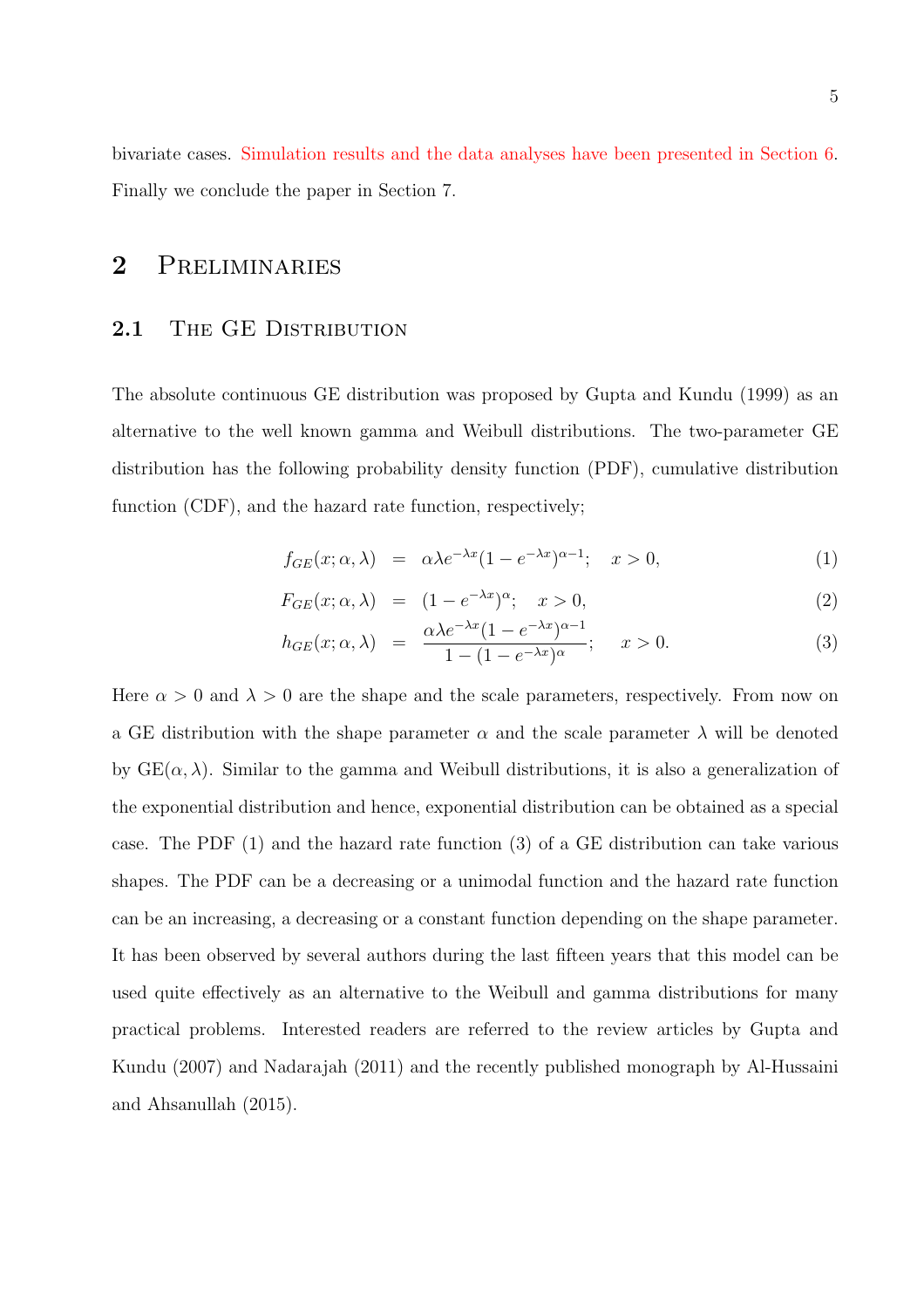bivariate cases. Simulation results and the data analyses have been presented in Section 6. Finally we conclude the paper in Section 7.

## 2 Preliminaries

### 2.1 The GE Distribution

The absolute continuous GE distribution was proposed by Gupta and Kundu (1999) as an alternative to the well known gamma and Weibull distributions. The two-parameter GE distribution has the following probability density function (PDF), cumulative distribution function (CDF), and the hazard rate function, respectively;

$$f_{GE}(x;\alpha,\lambda) = \alpha\lambda e^{-\lambda x}(1-e^{-\lambda x})^{\alpha-1}; \quad x>0, \tag{1}$$

$$F_{GE}(x;\alpha,\lambda) = (1-e^{-\lambda x})^{\alpha}; \quad x>0, \tag{2}$$

$$h_{GE}(x;\alpha,\lambda) = \frac{\alpha\lambda e^{-\lambda x}(1-e^{-\lambda x})^{\alpha-1}}{1-(1-e^{-\lambda x})^{\alpha}}; \quad x>0. \tag{3}$$

Here $\alpha > 0$ and $\lambda > 0$ are the shape and the scale parameters, respectively. From now on a GE distribution with the shape parameter $\alpha$ and the scale parameter $\lambda$ will be denoted by $\text{GE}(\alpha,\lambda)$. Similar to the gamma and Weibull distributions, it is also a generalization of the exponential distribution and hence, exponential distribution can be obtained as a special case. The PDF (1) and the hazard rate function (3) of a GE distribution can take various shapes. The PDF can be a decreasing or a unimodal function and the hazard rate function can be an increasing, a decreasing or a constant function depending on the shape parameter. It has been observed by several authors during the last fifteen years that this model can be used quite effectively as an alternative to the Weibull and gamma distributions for many practical problems. Interested readers are referred to the review articles by Gupta and Kundu (2007) and Nadarajah (2011) and the recently published monograph by Al-Hussaini and Ahsanullah (2015).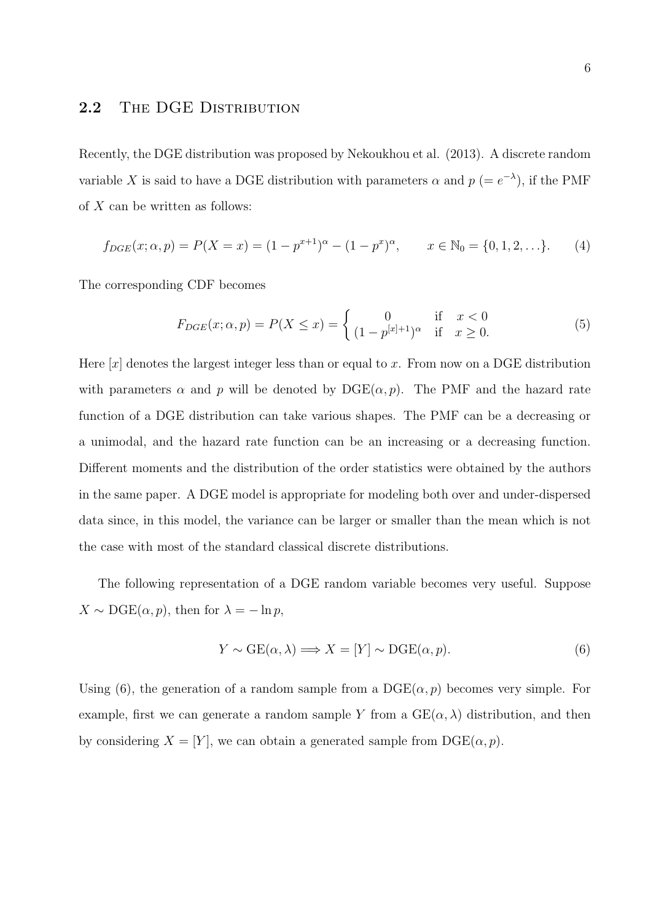## 2.2 The DGE Distribution

Recently, the DGE distribution was proposed by Nekoukhou et al. (2013). A discrete random variable $X$ is said to have a DGE distribution with parameters $\alpha$ and $p$ $(= e^{-\lambda})$, if the PMF of $X$ can be written as follows:

$$f_{DGE}(x; \alpha, p) = P(X = x) = (1 - p^{x+1})^{\alpha} - (1 - p^{x})^{\alpha}, \qquad x \in \mathbb{N}_0 = \{0, 1, 2, \ldots\}. \tag{4}$$

The corresponding CDF becomes

$$F_{DGE}(x; \alpha, p) = P(X \leq x) = \begin{cases} 0 & \text{if} \quad x < 0 \\ (1 - p^{[x]+1})^{\alpha} & \text{if} \quad x \geq 0. \end{cases} \tag{5}$$

Here $[x]$ denotes the largest integer less than or equal to $x$. From now on a DGE distribution with parameters $\alpha$ and $p$ will be denoted by $\text{DGE}(\alpha, p)$. The PMF and the hazard rate function of a DGE distribution can take various shapes. The PMF can be a decreasing or a unimodal, and the hazard rate function can be an increasing or a decreasing function. Different moments and the distribution of the order statistics were obtained by the authors in the same paper. A DGE model is appropriate for modeling both over and under-dispersed data since, in this model, the variance can be larger or smaller than the mean which is not the case with most of the standard classical discrete distributions.

The following representation of a DGE random variable becomes very useful. Suppose $X \sim \text{DGE}(\alpha, p)$, then for $\lambda = -\ln p$,

$$Y \sim \text{GE}(\alpha, \lambda) \Longrightarrow X = [Y] \sim \text{DGE}(\alpha, p). \tag{6}$$

Using (6), the generation of a random sample from a $\text{DGE}(\alpha, p)$ becomes very simple. For example, first we can generate a random sample $Y$ from a $\text{GE}(\alpha, \lambda)$ distribution, and then by considering $X = [Y]$, we can obtain a generated sample from $\text{DGE}(\alpha, p)$.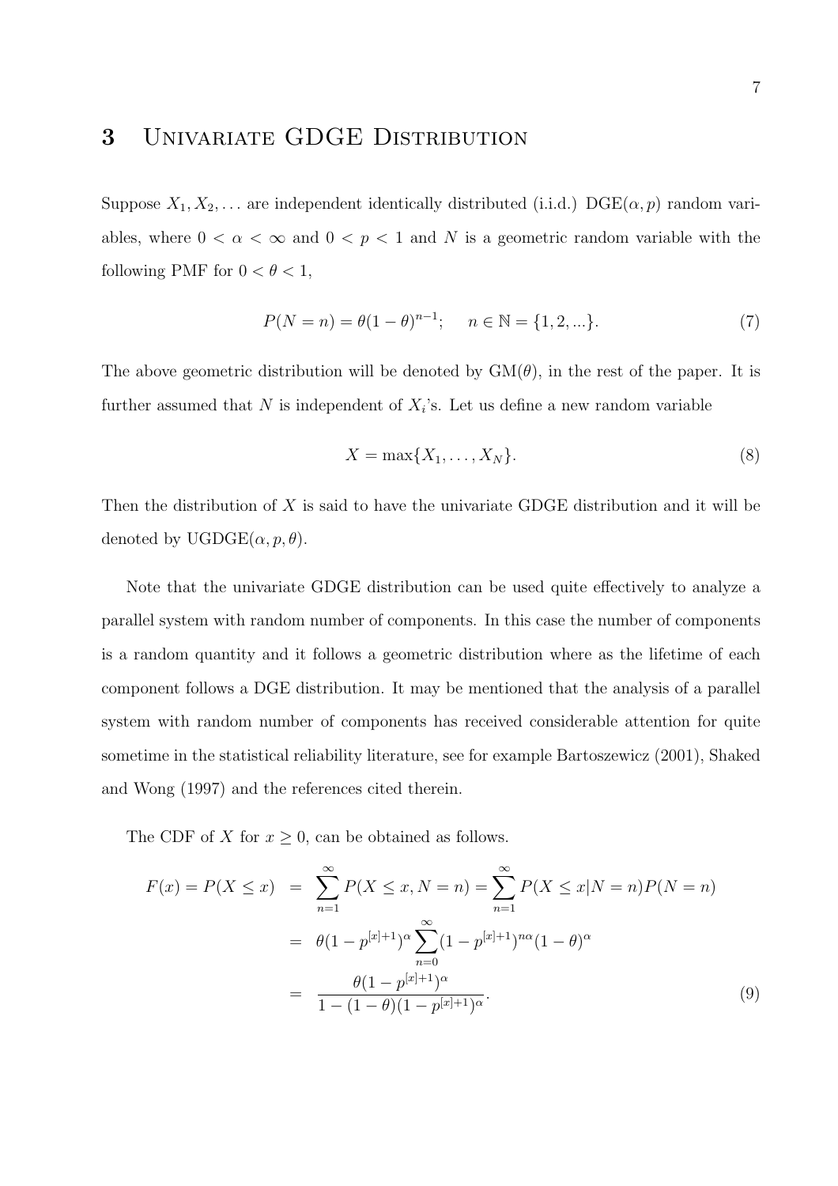# 3 Univariate GDGE Distribution

Suppose $X_1, X_2, \ldots$ are independent identically distributed (i.i.d.) $\text{DGE}(\alpha, p)$ random variables, where $0 < \alpha < \infty$ and $0 < p < 1$ and $N$ is a geometric random variable with the following PMF for $0 < \theta < 1$,

$$P(N = n) = \theta(1-\theta)^{n-1}; \quad n \in \mathbb{N} = \{1, 2, \ldots\}. \tag{7}$$

The above geometric distribution will be denoted by $\text{GM}(\theta)$, in the rest of the paper. It is further assumed that $N$ is independent of $X_i$'s. Let us define a new random variable

$$X = \max\{X_1, \ldots, X_N\}. \tag{8}$$

Then the distribution of $X$ is said to have the univariate GDGE distribution and it will be denoted by $\text{UGDGE}(\alpha, p, \theta)$.

Note that the univariate GDGE distribution can be used quite effectively to analyze a parallel system with random number of components. In this case the number of components is a random quantity and it follows a geometric distribution where as the lifetime of each component follows a DGE distribution. It may be mentioned that the analysis of a parallel system with random number of components has received considerable attention for quite sometime in the statistical reliability literature, see for example Bartoszewicz (2001), Shaked and Wong (1997) and the references cited therein.

The CDF of $X$ for $x \geq 0$, can be obtained as follows.

$$\begin{aligned}
F(x) = P(X \leq x) &= \sum_{n=1}^{\infty} P(X \leq x, N = n) = \sum_{n=1}^{\infty} P(X \leq x | N = n) P(N = n) \\
&= \theta(1 - p^{[x]+1})^{\alpha} \sum_{n=0}^{\infty} (1 - p^{[x]+1})^{n\alpha}(1-\theta)^{\alpha} \\
&= \frac{\theta(1 - p^{[x]+1})^{\alpha}}{1 - (1-\theta)(1 - p^{[x]+1})^{\alpha}}.
\end{aligned} \tag{9}$$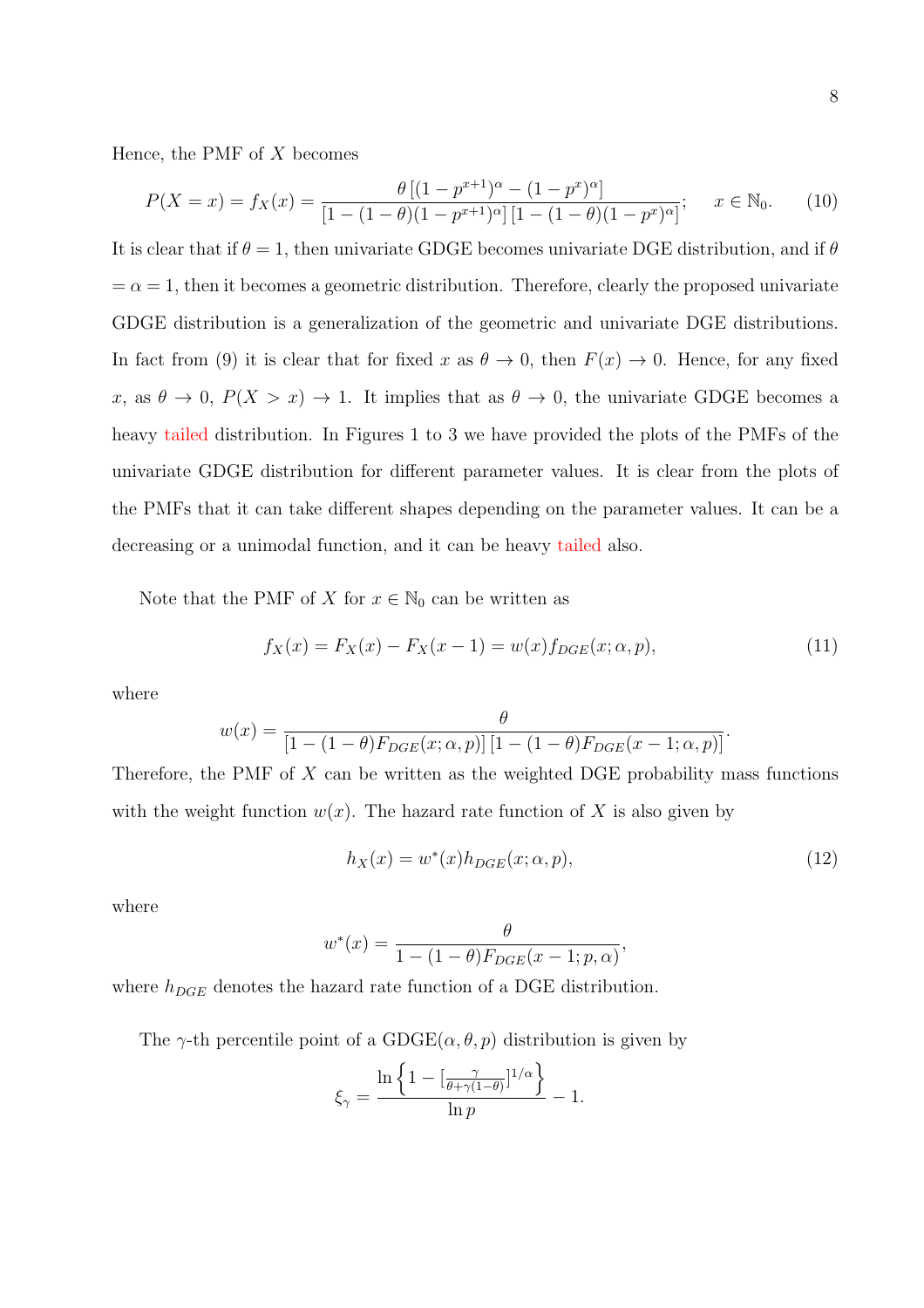Hence, the PMF of $X$ becomes

$$P(X = x) = f_X(x) = \frac{\theta\left[(1-p^{x+1})^{\alpha} - (1-p^{x})^{\alpha}\right]}{\left[1-(1-\theta)(1-p^{x+1})^{\alpha}\right]\left[1-(1-\theta)(1-p^{x})^{\alpha}\right]}; \quad x \in \mathbb{N}_0. \tag{10}$$

It is clear that if $\theta = 1$, then univariate GDGE becomes univariate DGE distribution, and if $\theta = \alpha = 1$, then it becomes a geometric distribution. Therefore, clearly the proposed univariate GDGE distribution is a generalization of the geometric and univariate DGE distributions. In fact from (9) it is clear that for fixed $x$ as $\theta \to 0$, then $F(x) \to 0$. Hence, for any fixed $x$, as $\theta \to 0$, $P(X > x) \to 1$. It implies that as $\theta \to 0$, the univariate GDGE becomes a heavy tailed distribution. In Figures 1 to 3 we have provided the plots of the PMFs of the univariate GDGE distribution for different parameter values. It is clear from the plots of the PMFs that it can take different shapes depending on the parameter values. It can be a decreasing or a unimodal function, and it can be heavy tailed also.

Note that the PMF of $X$ for $x \in \mathbb{N}_0$ can be written as

$$f_X(x) = F_X(x) - F_X(x-1) = w(x) f_{DGE}(x; \alpha, p), \tag{11}$$

where

$$w(x) = \frac{\theta}{\left[1-(1-\theta)F_{DGE}(x;\alpha,p)\right]\left[1-(1-\theta)F_{DGE}(x-1;\alpha,p)\right]}.$$

Therefore, the PMF of $X$ can be written as the weighted DGE probability mass functions with the weight function $w(x)$. The hazard rate function of $X$ is also given by

$$h_X(x) = w^*(x) h_{DGE}(x; \alpha, p), \tag{12}$$

where

$$w^*(x) = \frac{\theta}{1-(1-\theta)F_{DGE}(x-1;p,\alpha)},$$

where $h_{DGE}$ denotes the hazard rate function of a DGE distribution.

The $\gamma$-th percentile point of a GDGE$(\alpha, \theta, p)$ distribution is given by

$$\xi_\gamma = \frac{\ln\left\{1 - \left[\frac{\gamma}{\theta+\gamma(1-\theta)}\right]^{1/\alpha}\right\}}{\ln p} - 1.$$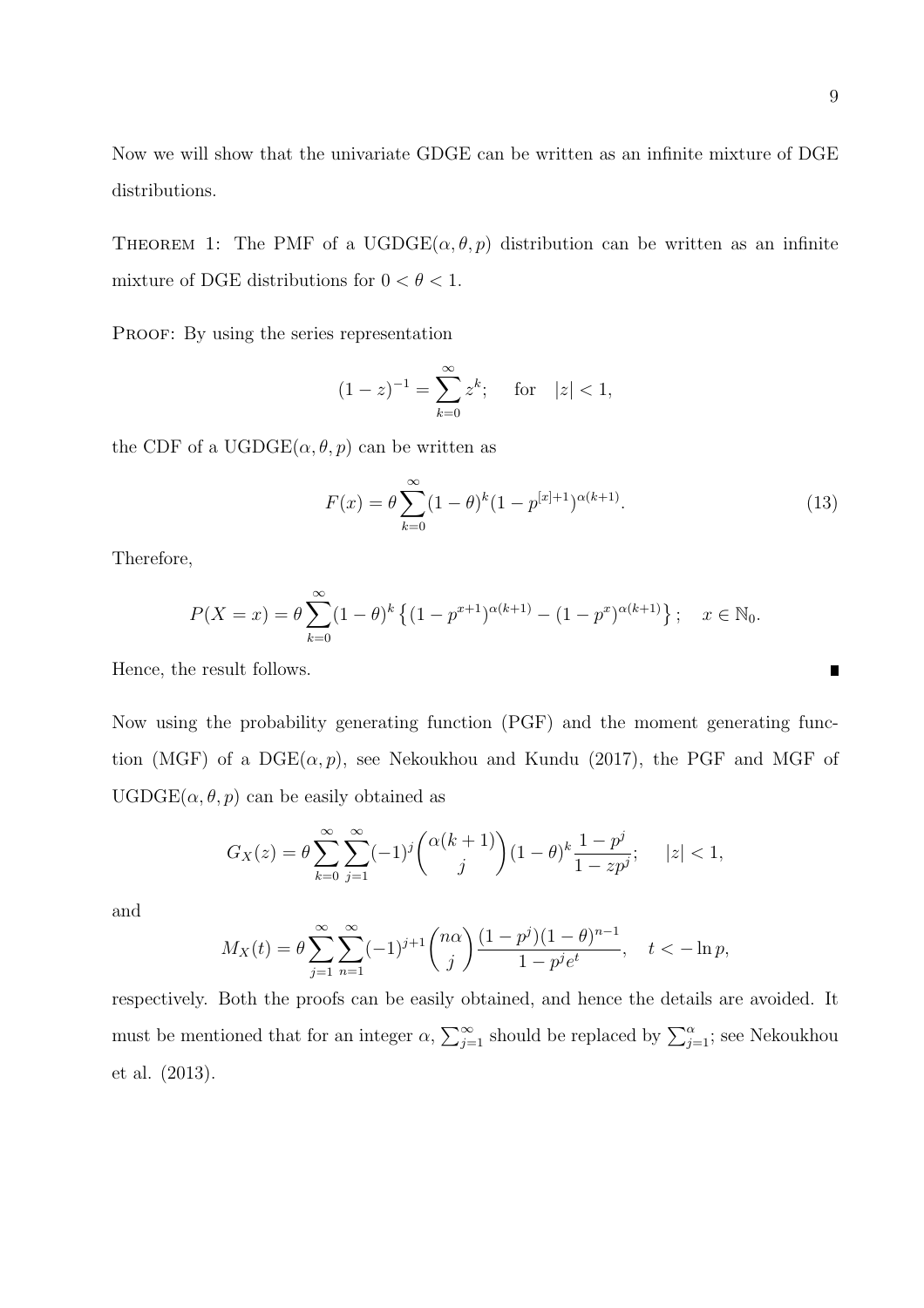Now we will show that the univariate GDGE can be written as an infinite mixture of DGE distributions.

THEOREM 1: The PMF of a UGDGE$(\alpha, \theta, p)$ distribution can be written as an infinite mixture of DGE distributions for $0 < \theta < 1$.

PROOF: By using the series representation

$$(1-z)^{-1} = \sum_{k=0}^{\infty} z^k; \quad \text{for} \quad |z| < 1,$$

the CDF of a UGDGE$(\alpha, \theta, p)$ can be written as

$$F(x) = \theta \sum_{k=0}^{\infty} (1-\theta)^k (1 - p^{[x]+1})^{\alpha(k+1)}. \tag{13}$$

Therefore,

$$P(X = x) = \theta \sum_{k=0}^{\infty} (1-\theta)^k \left\{ (1 - p^{x+1})^{\alpha(k+1)} - (1 - p^x)^{\alpha(k+1)} \right\}; \quad x \in \mathbb{N}_0.$$

Hence, the result follows. ∎

Now using the probability generating function (PGF) and the moment generating function (MGF) of a DGE$(\alpha, p)$, see Nekoukhou and Kundu (2017), the PGF and MGF of UGDGE$(\alpha, \theta, p)$ can be easily obtained as

$$G_X(z) = \theta \sum_{k=0}^{\infty} \sum_{j=1}^{\infty} (-1)^j \binom{\alpha(k+1)}{j} (1-\theta)^k \frac{1-p^j}{1-zp^j}; \quad |z| < 1,$$

and

$$M_X(t) = \theta \sum_{j=1}^{\infty} \sum_{n=1}^{\infty} (-1)^{j+1} \binom{n\alpha}{j} \frac{(1-p^j)(1-\theta)^{n-1}}{1-p^j e^t}, \quad t < -\ln p,$$

respectively. Both the proofs can be easily obtained, and hence the details are avoided. It must be mentioned that for an integer $\alpha$, $\sum_{j=1}^{\infty}$ should be replaced by $\sum_{j=1}^{\alpha}$; see Nekoukhou et al. (2013).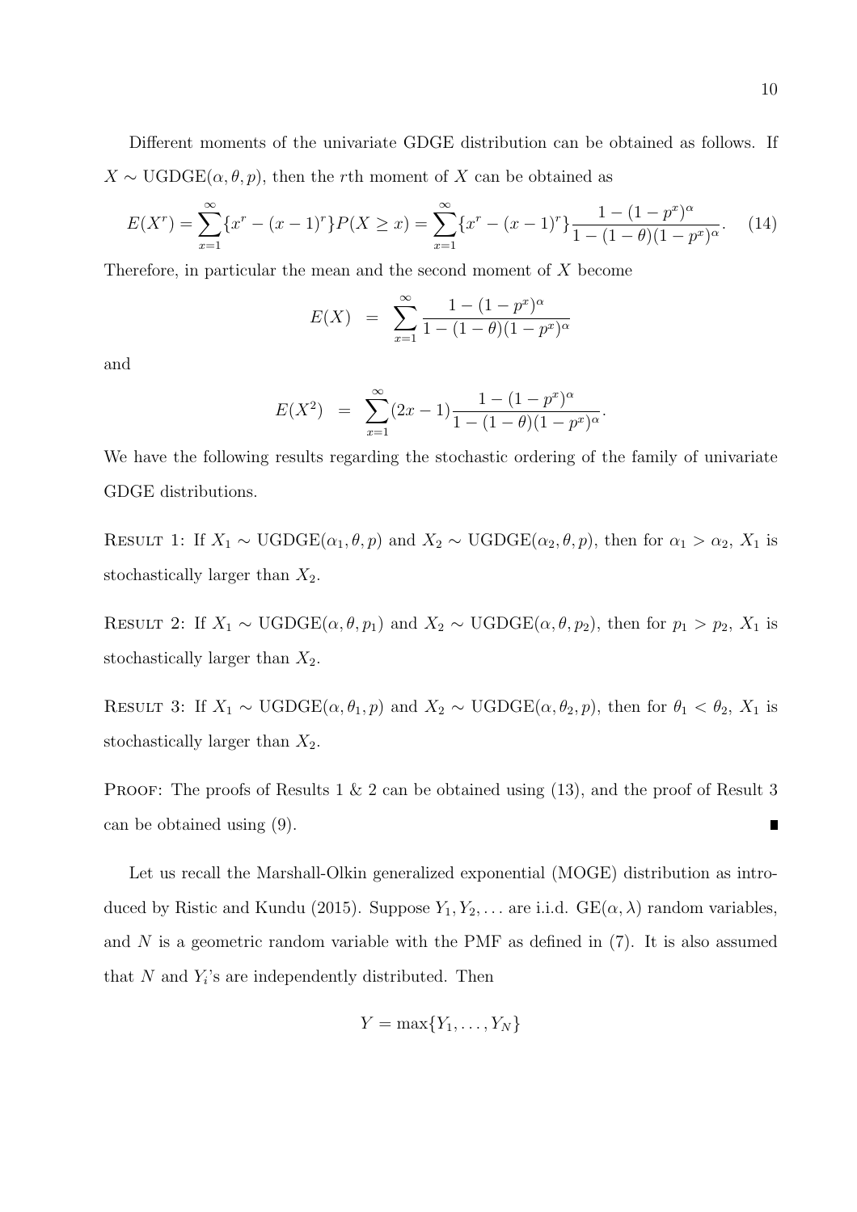Different moments of the univariate GDGE distribution can be obtained as follows. If $X \sim \text{UGDGE}(\alpha, \theta, p)$, then the $r$th moment of $X$ can be obtained as

$$E(X^r) = \sum_{x=1}^{\infty} \{x^r - (x-1)^r\} P(X \geq x) = \sum_{x=1}^{\infty} \{x^r - (x-1)^r\} \frac{1 - (1-p^x)^\alpha}{1 - (1-\theta)(1-p^x)^\alpha}. \quad (14)$$

Therefore, in particular the mean and the second moment of $X$ become

$$E(X) = \sum_{x=1}^{\infty} \frac{1 - (1-p^x)^\alpha}{1 - (1-\theta)(1-p^x)^\alpha}$$

and

$$E(X^2) = \sum_{x=1}^{\infty} (2x-1) \frac{1 - (1-p^x)^\alpha}{1 - (1-\theta)(1-p^x)^\alpha}.$$

We have the following results regarding the stochastic ordering of the family of univariate GDGE distributions.

Result 1: If $X_1 \sim \text{UGDGE}(\alpha_1, \theta, p)$ and $X_2 \sim \text{UGDGE}(\alpha_2, \theta, p)$, then for $\alpha_1 > \alpha_2$, $X_1$ is stochastically larger than $X_2$.

Result 2: If $X_1 \sim \text{UGDGE}(\alpha, \theta, p_1)$ and $X_2 \sim \text{UGDGE}(\alpha, \theta, p_2)$, then for $p_1 > p_2$, $X_1$ is stochastically larger than $X_2$.

Result 3: If $X_1 \sim \text{UGDGE}(\alpha, \theta_1, p)$ and $X_2 \sim \text{UGDGE}(\alpha, \theta_2, p)$, then for $\theta_1 < \theta_2$, $X_1$ is stochastically larger than $X_2$.

Proof: The proofs of Results 1 & 2 can be obtained using (13), and the proof of Result 3 can be obtained using (9). ∎

Let us recall the Marshall-Olkin generalized exponential (MOGE) distribution as introduced by Ristic and Kundu (2015). Suppose $Y_1, Y_2, \ldots$ are i.i.d. $\text{GE}(\alpha, \lambda)$ random variables, and $N$ is a geometric random variable with the PMF as defined in (7). It is also assumed that $N$ and $Y_i$'s are independently distributed. Then

$$Y = \max\{Y_1, \ldots, Y_N\}$$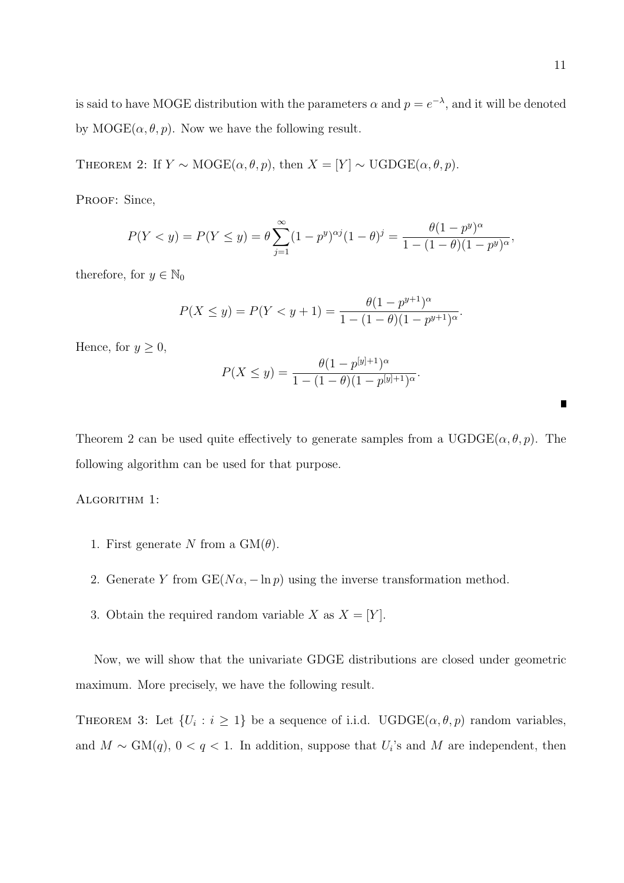is said to have MOGE distribution with the parameters $\alpha$ and $p = e^{-\lambda}$, and it will be denoted by MOGE$(\alpha, \theta, p)$. Now we have the following result.

THEOREM 2: If $Y \sim$ MOGE$(\alpha, \theta, p)$, then $X = [Y] \sim$ UGDGE$(\alpha, \theta, p)$.

PROOF: Since,

$$P(Y < y) = P(Y \leq y) = \theta \sum_{j=1}^{\infty} (1 - p^y)^{\alpha j} (1 - \theta)^j = \frac{\theta (1 - p^y)^{\alpha}}{1 - (1 - \theta)(1 - p^y)^{\alpha}},$$

therefore, for $y \in \mathbb{N}_0$

$$P(X \leq y) = P(Y < y + 1) = \frac{\theta (1 - p^{y+1})^{\alpha}}{1 - (1 - \theta)(1 - p^{y+1})^{\alpha}}.$$

Hence, for $y \geq 0$,

$$P(X \leq y) = \frac{\theta (1 - p^{[y]+1})^{\alpha}}{1 - (1 - \theta)(1 - p^{[y]+1})^{\alpha}}.$$

■

Theorem 2 can be used quite effectively to generate samples from a UGDGE$(\alpha, \theta, p)$. The following algorithm can be used for that purpose.

ALGORITHM 1:

1. First generate $N$ from a GM$(\theta)$.
2. Generate $Y$ from GE$(N\alpha, -\ln p)$ using the inverse transformation method.
3. Obtain the required random variable $X$ as $X = [Y]$.

Now, we will show that the univariate GDGE distributions are closed under geometric maximum. More precisely, we have the following result.

THEOREM 3: Let $\{U_i : i \geq 1\}$ be a sequence of i.i.d. UGDGE$(\alpha, \theta, p)$ random variables, and $M \sim$ GM$(q)$, $0 < q < 1$. In addition, suppose that $U_i$'s and $M$ are independent, then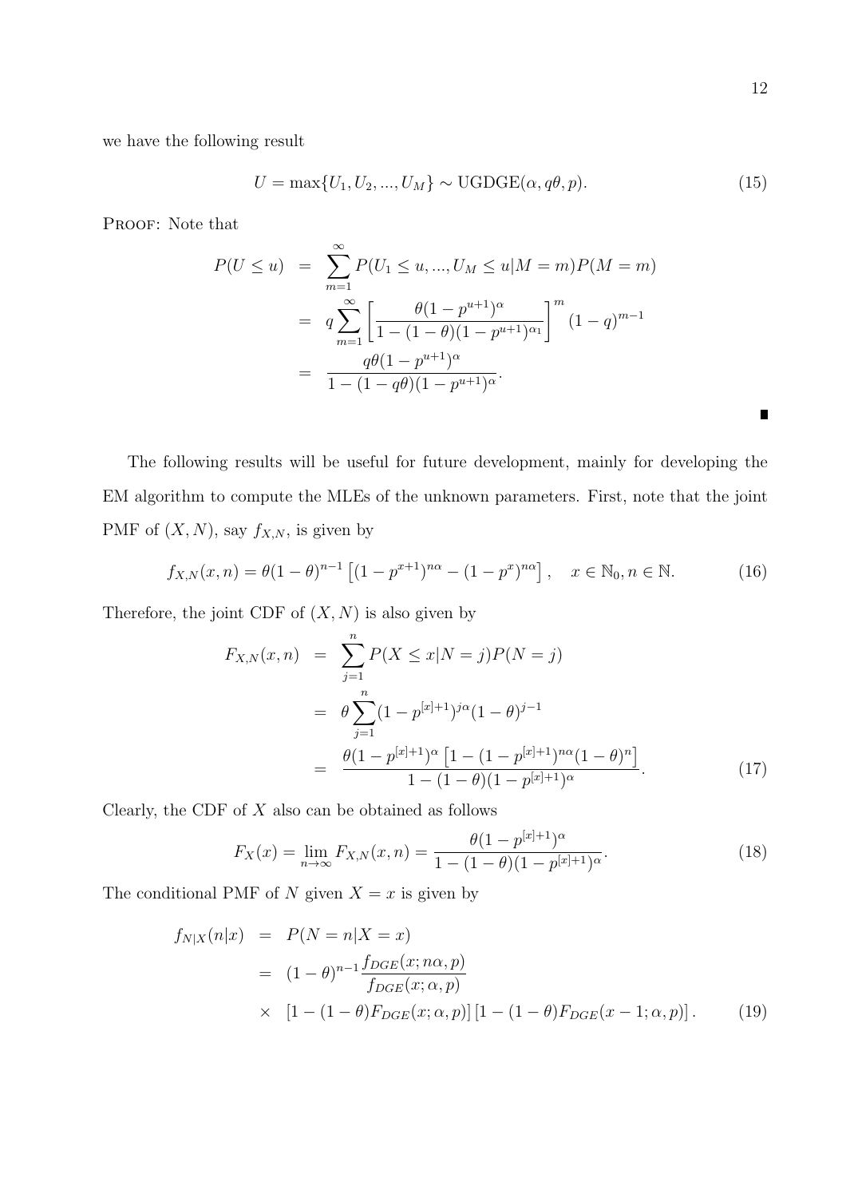we have the following result

$$U = \max\{U_1, U_2, ..., U_M\} \sim \text{UGDGE}(\alpha, q\theta, p). \tag{15}$$

PROOF: Note that

$$\begin{aligned}
P(U \leq u) &= \sum_{m=1}^{\infty} P(U_1 \leq u, ..., U_M \leq u | M = m) P(M = m) \\
&= q \sum_{m=1}^{\infty} \left[ \frac{\theta(1 - p^{u+1})^{\alpha}}{1 - (1 - \theta)(1 - p^{u+1})^{\alpha_1}} \right]^m (1 - q)^{m-1} \\
&= \frac{q\theta(1 - p^{u+1})^{\alpha}}{1 - (1 - q\theta)(1 - p^{u+1})^{\alpha}}.
\end{aligned}$$

∎

The following results will be useful for future development, mainly for developing the EM algorithm to compute the MLEs of the unknown parameters. First, note that the joint PMF of $(X, N)$, say $f_{X,N}$, is given by

$$f_{X,N}(x, n) = \theta(1 - \theta)^{n-1} \left[ (1 - p^{x+1})^{n\alpha} - (1 - p^x)^{n\alpha} \right], \quad x \in \mathbb{N}_0, n \in \mathbb{N}. \tag{16}$$

Therefore, the joint CDF of $(X, N)$ is also given by

$$\begin{aligned}
F_{X,N}(x, n) &= \sum_{j=1}^{n} P(X \leq x | N = j) P(N = j) \\
&= \theta \sum_{j=1}^{n} (1 - p^{[x]+1})^{j\alpha} (1 - \theta)^{j-1} \\
&= \frac{\theta(1 - p^{[x]+1})^{\alpha} \left[ 1 - (1 - p^{[x]+1})^{n\alpha} (1 - \theta)^n \right]}{1 - (1 - \theta)(1 - p^{[x]+1})^{\alpha}}.
\end{aligned} \tag{17}$$

Clearly, the CDF of $X$ also can be obtained as follows

$$F_X(x) = \lim_{n \to \infty} F_{X,N}(x, n) = \frac{\theta(1 - p^{[x]+1})^{\alpha}}{1 - (1 - \theta)(1 - p^{[x]+1})^{\alpha}}. \tag{18}$$

The conditional PMF of $N$ given $X = x$ is given by

$$\begin{aligned}
f_{N|X}(n|x) &= P(N = n | X = x) \\
&= (1 - \theta)^{n-1} \frac{f_{DGE}(x; n\alpha, p)}{f_{DGE}(x; \alpha, p)} \\
&\times \left[ 1 - (1 - \theta) F_{DGE}(x; \alpha, p) \right] \left[ 1 - (1 - \theta) F_{DGE}(x - 1; \alpha, p) \right].
\end{aligned} \tag{19}$$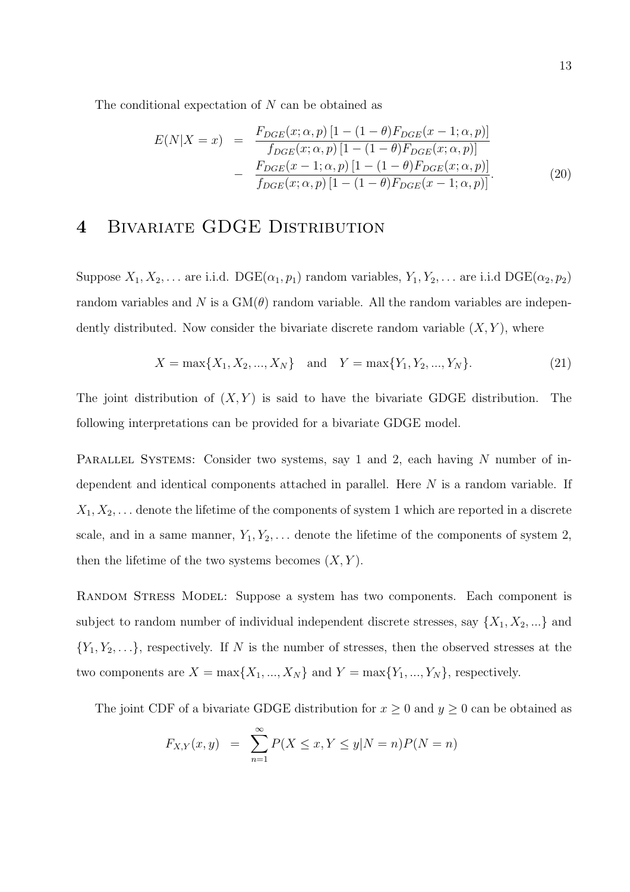The conditional expectation of $N$ can be obtained as

$$
\begin{aligned}
E(N|X=x) &= \frac{F_{DGE}(x;\alpha,p)\left[1-(1-\theta)F_{DGE}(x-1;\alpha,p)\right]}{f_{DGE}(x;\alpha,p)\left[1-(1-\theta)F_{DGE}(x;\alpha,p)\right]} \\
&\quad - \frac{F_{DGE}(x-1;\alpha,p)\left[1-(1-\theta)F_{DGE}(x;\alpha,p)\right]}{f_{DGE}(x;\alpha,p)\left[1-(1-\theta)F_{DGE}(x-1;\alpha,p)\right]}. \qquad (20)
\end{aligned}
$$

# 4 Bivariate GDGE Distribution

Suppose $X_1, X_2, \ldots$ are i.i.d. DGE$(\alpha_1, p_1)$ random variables, $Y_1, Y_2, \ldots$ are i.i.d DGE$(\alpha_2, p_2)$ random variables and $N$ is a GM$(\theta)$ random variable. All the random variables are independently distributed. Now consider the bivariate discrete random variable $(X, Y)$, where

$$
X = \max\{X_1, X_2, ..., X_N\} \quad \text{and} \quad Y = \max\{Y_1, Y_2, ..., Y_N\}. \qquad (21)
$$

The joint distribution of $(X, Y)$ is said to have the bivariate GDGE distribution. The following interpretations can be provided for a bivariate GDGE model.

Parallel Systems: Consider two systems, say 1 and 2, each having $N$ number of independent and identical components attached in parallel. Here $N$ is a random variable. If $X_1, X_2, \ldots$ denote the lifetime of the components of system 1 which are reported in a discrete scale, and in a same manner, $Y_1, Y_2, \ldots$ denote the lifetime of the components of system 2, then the lifetime of the two systems becomes $(X, Y)$.

Random Stress Model: Suppose a system has two components. Each component is subject to random number of individual independent discrete stresses, say $\{X_1, X_2, ...\}$ and $\{Y_1, Y_2, \ldots\}$, respectively. If $N$ is the number of stresses, then the observed stresses at the two components are $X = \max\{X_1, ..., X_N\}$ and $Y = \max\{Y_1, ..., Y_N\}$, respectively.

The joint CDF of a bivariate GDGE distribution for $x \geq 0$ and $y \geq 0$ can be obtained as

$$
F_{X,Y}(x, y) = \sum_{n=1}^{\infty} P(X \leq x, Y \leq y | N = n) P(N = n)
$$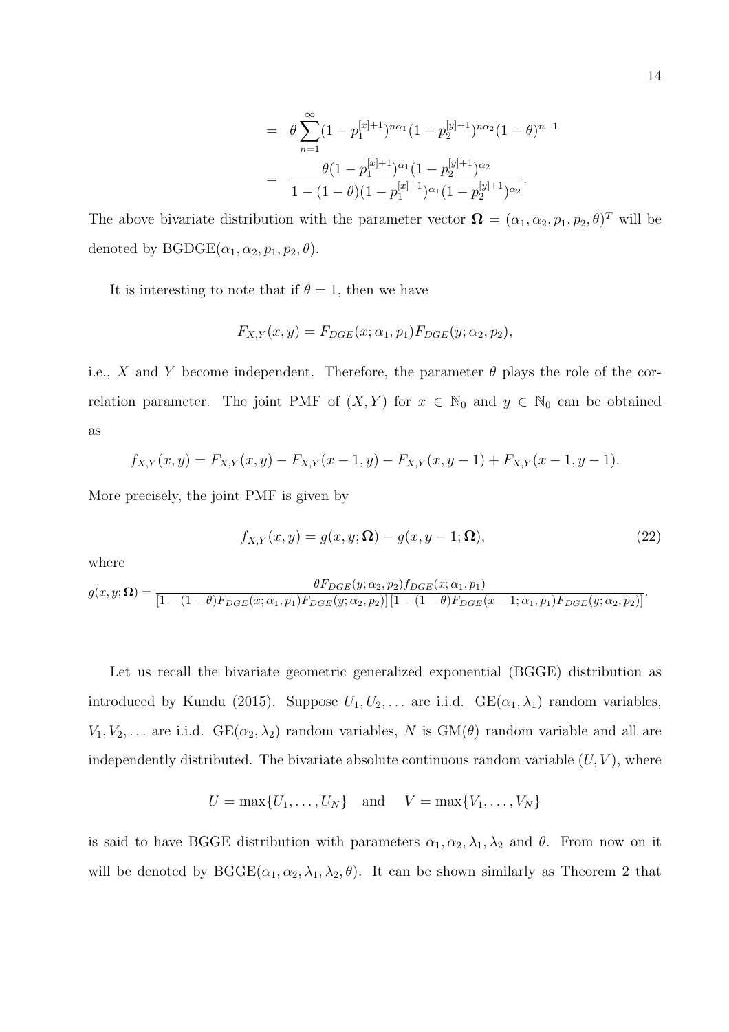$$
\begin{aligned}
&= \theta \sum_{n=1}^{\infty} (1 - p_1^{[x]+1})^{n\alpha_1} (1 - p_2^{[y]+1})^{n\alpha_2} (1-\theta)^{n-1} \\
&= \frac{\theta (1 - p_1^{[x]+1})^{\alpha_1} (1 - p_2^{[y]+1})^{\alpha_2}}{1 - (1-\theta)(1 - p_1^{[x]+1})^{\alpha_1} (1 - p_2^{[y]+1})^{\alpha_2}}.
\end{aligned}
$$

The above bivariate distribution with the parameter vector $\boldsymbol{\Omega} = (\alpha_1, \alpha_2, p_1, p_2, \theta)^T$ will be denoted by BGDGE$(\alpha_1, \alpha_2, p_1, p_2, \theta)$.

It is interesting to note that if $\theta = 1$, then we have

$$
F_{X,Y}(x, y) = F_{DGE}(x; \alpha_1, p_1) F_{DGE}(y; \alpha_2, p_2),
$$

i.e., $X$ and $Y$ become independent. Therefore, the parameter $\theta$ plays the role of the correlation parameter. The joint PMF of $(X, Y)$ for $x \in \mathbb{N}_0$ and $y \in \mathbb{N}_0$ can be obtained as

$$
f_{X,Y}(x, y) = F_{X,Y}(x, y) - F_{X,Y}(x-1, y) - F_{X,Y}(x, y-1) + F_{X,Y}(x-1, y-1).
$$

More precisely, the joint PMF is given by

$$
f_{X,Y}(x, y) = g(x, y; \boldsymbol{\Omega}) - g(x, y-1; \boldsymbol{\Omega}), \tag{22}
$$

where

$$
g(x, y; \boldsymbol{\Omega}) = \frac{\theta F_{DGE}(y; \alpha_2, p_2) f_{DGE}(x; \alpha_1, p_1)}{[1 - (1-\theta) F_{DGE}(x; \alpha_1, p_1) F_{DGE}(y; \alpha_2, p_2)]\,[1 - (1-\theta) F_{DGE}(x-1; \alpha_1, p_1) F_{DGE}(y; \alpha_2, p_2)]}.
$$

Let us recall the bivariate geometric generalized exponential (BGGE) distribution as introduced by Kundu (2015). Suppose $U_1, U_2, \ldots$ are i.i.d. GE$(\alpha_1, \lambda_1)$ random variables, $V_1, V_2, \ldots$ are i.i.d. GE$(\alpha_2, \lambda_2)$ random variables, $N$ is GM$(\theta)$ random variable and all are independently distributed. The bivariate absolute continuous random variable $(U, V)$, where

$$
U = \max\{U_1, \ldots, U_N\} \quad \text{and} \quad V = \max\{V_1, \ldots, V_N\}
$$

is said to have BGGE distribution with parameters $\alpha_1, \alpha_2, \lambda_1, \lambda_2$ and $\theta$. From now on it will be denoted by BGGE$(\alpha_1, \alpha_2, \lambda_1, \lambda_2, \theta)$. It can be shown similarly as Theorem 2 that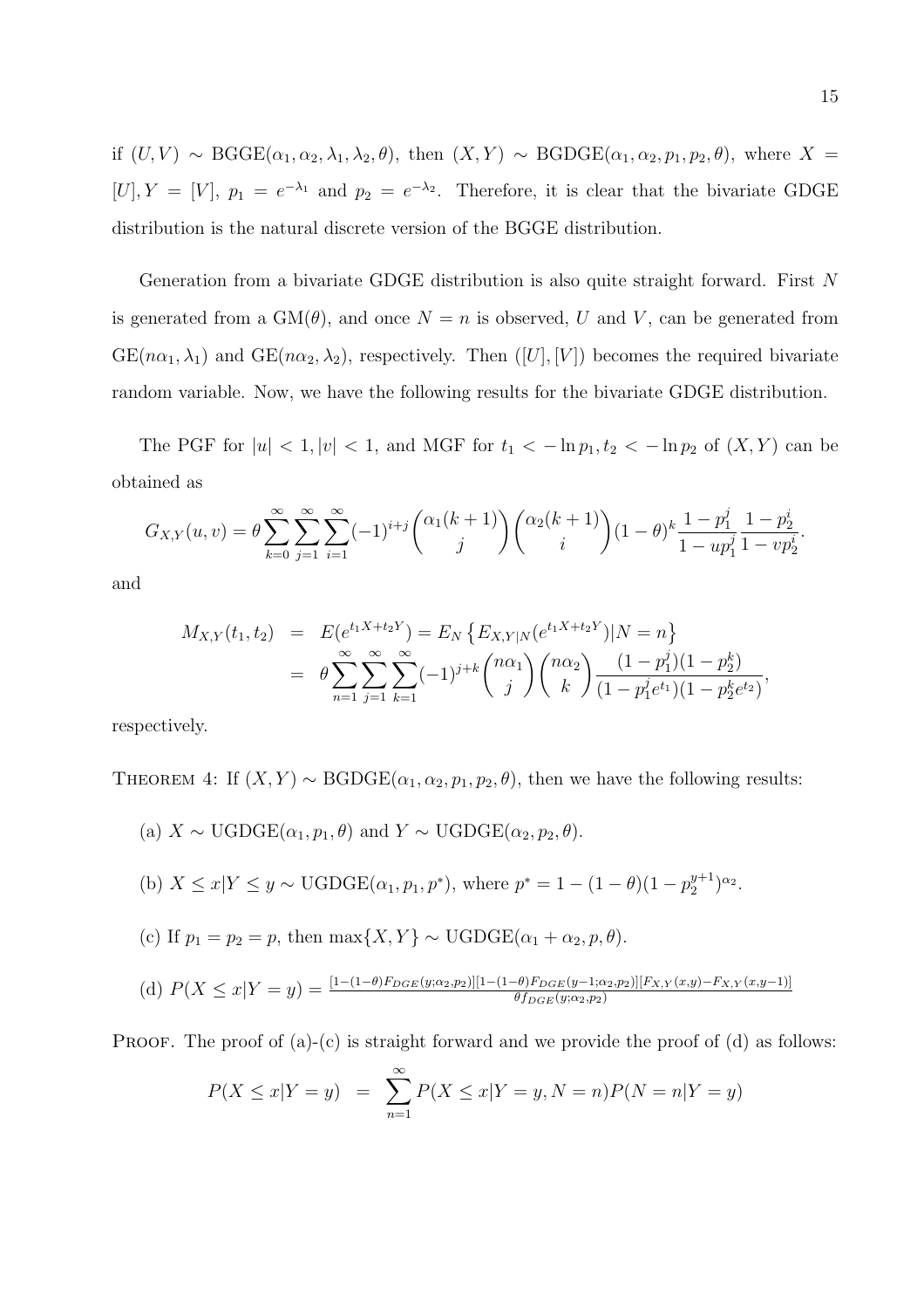if $(U,V) \sim \text{BGGE}(\alpha_1, \alpha_2, \lambda_1, \lambda_2, \theta)$, then $(X,Y) \sim \text{BGDGE}(\alpha_1, \alpha_2, p_1, p_2, \theta)$, where $X = [U], Y = [V]$, $p_1 = e^{-\lambda_1}$ and $p_2 = e^{-\lambda_2}$. Therefore, it is clear that the bivariate GDGE distribution is the natural discrete version of the BGGE distribution.

Generation from a bivariate GDGE distribution is also quite straight forward. First $N$ is generated from a $\text{GM}(\theta)$, and once $N = n$ is observed, $U$ and $V$, can be generated from $\text{GE}(n\alpha_1, \lambda_1)$ and $\text{GE}(n\alpha_2, \lambda_2)$, respectively. Then $([U],[V])$ becomes the required bivariate random variable. Now, we have the following results for the bivariate GDGE distribution.

The PGF for $|u| < 1, |v| < 1$, and MGF for $t_1 < -\ln p_1, t_2 < -\ln p_2$ of $(X,Y)$ can be obtained as

$$G_{X,Y}(u,v) = \theta \sum_{k=0}^{\infty} \sum_{j=1}^{\infty} \sum_{i=1}^{\infty} (-1)^{i+j} \binom{\alpha_1(k+1)}{j} \binom{\alpha_2(k+1)}{i} (1-\theta)^k \frac{1-p_1^j}{1-up_1^j} \frac{1-p_2^i}{1-vp_2^i}.$$

and

$$\begin{aligned} M_{X,Y}(t_1,t_2) &= E(e^{t_1 X + t_2 Y}) = E_N \left\{ E_{X,Y|N}(e^{t_1 X + t_2 Y}) | N = n \right\} \\ &= \theta \sum_{n=1}^{\infty} \sum_{j=1}^{\infty} \sum_{k=1}^{\infty} (-1)^{j+k} \binom{n\alpha_1}{j} \binom{n\alpha_2}{k} \frac{(1-p_1^j)(1-p_2^k)}{(1-p_1^j e^{t_1})(1-p_2^k e^{t_2})}, \end{aligned}$$

respectively.

THEOREM 4: If $(X,Y) \sim \text{BGDGE}(\alpha_1, \alpha_2, p_1, p_2, \theta)$, then we have the following results:

(a) $X \sim \text{UGDGE}(\alpha_1, p_1, \theta)$ and $Y \sim \text{UGDGE}(\alpha_2, p_2, \theta)$.

(b) $X \leq x | Y \leq y \sim \text{UGDGE}(\alpha_1, p_1, p^*)$, where $p^* = 1 - (1-\theta)(1-p_2^{y+1})^{\alpha_2}$.

(c) If $p_1 = p_2 = p$, then $\max\{X, Y\} \sim \text{UGDGE}(\alpha_1 + \alpha_2, p, \theta)$.

(d) $P(X \leq x | Y = y) = \frac{[1-(1-\theta)F_{DGE}(y;\alpha_2,p_2)][1-(1-\theta)F_{DGE}(y-1;\alpha_2,p_2)][F_{X,Y}(x,y)-F_{X,Y}(x,y-1)]}{\theta f_{DGE}(y;\alpha_2,p_2)}$

PROOF. The proof of (a)-(c) is straight forward and we provide the proof of (d) as follows:

$$P(X \leq x | Y = y) = \sum_{n=1}^{\infty} P(X \leq x | Y = y, N = n) P(N = n | Y = y)$$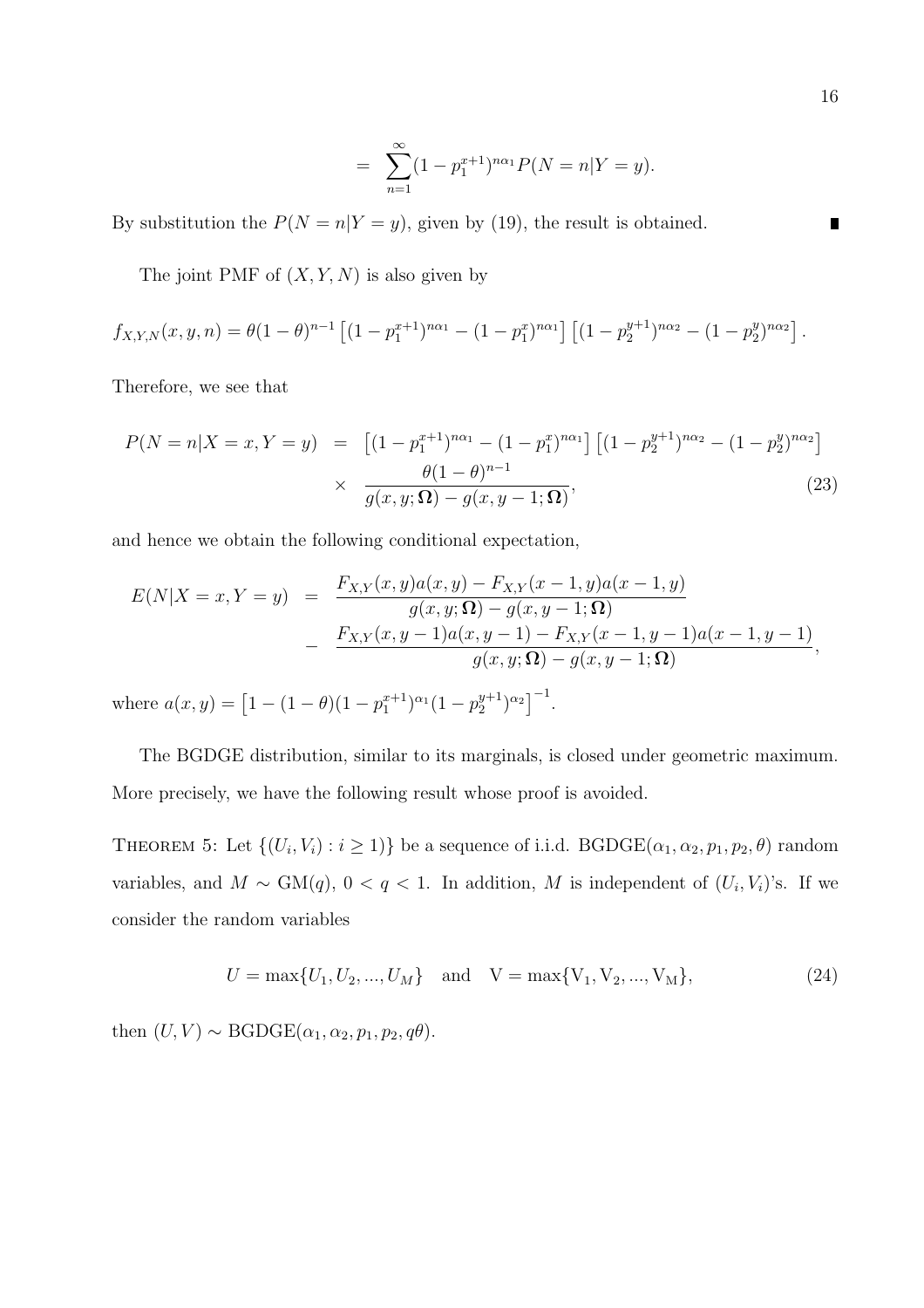$$= \sum_{n=1}^{\infty}(1-p_1^{x+1})^{n\alpha_1}P(N=n|Y=y).$$

By substitution the $P(N=n|Y=y)$, given by (19), the result is obtained. ∎

The joint PMF of $(X,Y,N)$ is also given by

$$f_{X,Y,N}(x,y,n) = \theta(1-\theta)^{n-1}\left[(1-p_1^{x+1})^{n\alpha_1} - (1-p_1^{x})^{n\alpha_1}\right]\left[(1-p_2^{y+1})^{n\alpha_2} - (1-p_2^{y})^{n\alpha_2}\right].$$

Therefore, we see that

$$P(N=n|X=x,Y=y) = \left[(1-p_1^{x+1})^{n\alpha_1} - (1-p_1^{x})^{n\alpha_1}\right]\left[(1-p_2^{y+1})^{n\alpha_2} - (1-p_2^{y})^{n\alpha_2}\right] \times \frac{\theta(1-\theta)^{n-1}}{g(x,y;\mathbf{\Omega}) - g(x,y-1;\mathbf{\Omega})}, \tag{23}$$

and hence we obtain the following conditional expectation,

$$E(N|X=x,Y=y) = \frac{F_{X,Y}(x,y)a(x,y) - F_{X,Y}(x-1,y)a(x-1,y)}{g(x,y;\mathbf{\Omega}) - g(x,y-1;\mathbf{\Omega})} - \frac{F_{X,Y}(x,y-1)a(x,y-1) - F_{X,Y}(x-1,y-1)a(x-1,y-1)}{g(x,y;\mathbf{\Omega}) - g(x,y-1;\mathbf{\Omega})},$$

where $a(x,y) = \left[1-(1-\theta)(1-p_1^{x+1})^{\alpha_1}(1-p_2^{y+1})^{\alpha_2}\right]^{-1}$.

The BGDGE distribution, similar to its marginals, is closed under geometric maximum. More precisely, we have the following result whose proof is avoided.

Theorem 5: Let $\{(U_i,V_i) : i \geq 1)\}$ be a sequence of i.i.d. BGDGE$(\alpha_1,\alpha_2,p_1,p_2,\theta)$ random variables, and $M \sim$ GM$(q)$, $0<q<1$. In addition, $M$ is independent of $(U_i,V_i)$'s. If we consider the random variables

$$U = \max\{U_1,U_2,...,U_M\} \quad \text{and} \quad \mathrm{V} = \max\{\mathrm{V}_1,\mathrm{V}_2,...,\mathrm{V}_\mathrm{M}\}, \tag{24}$$

then $(U,V) \sim$ BGDGE$(\alpha_1,\alpha_2,p_1,p_2,q\theta)$.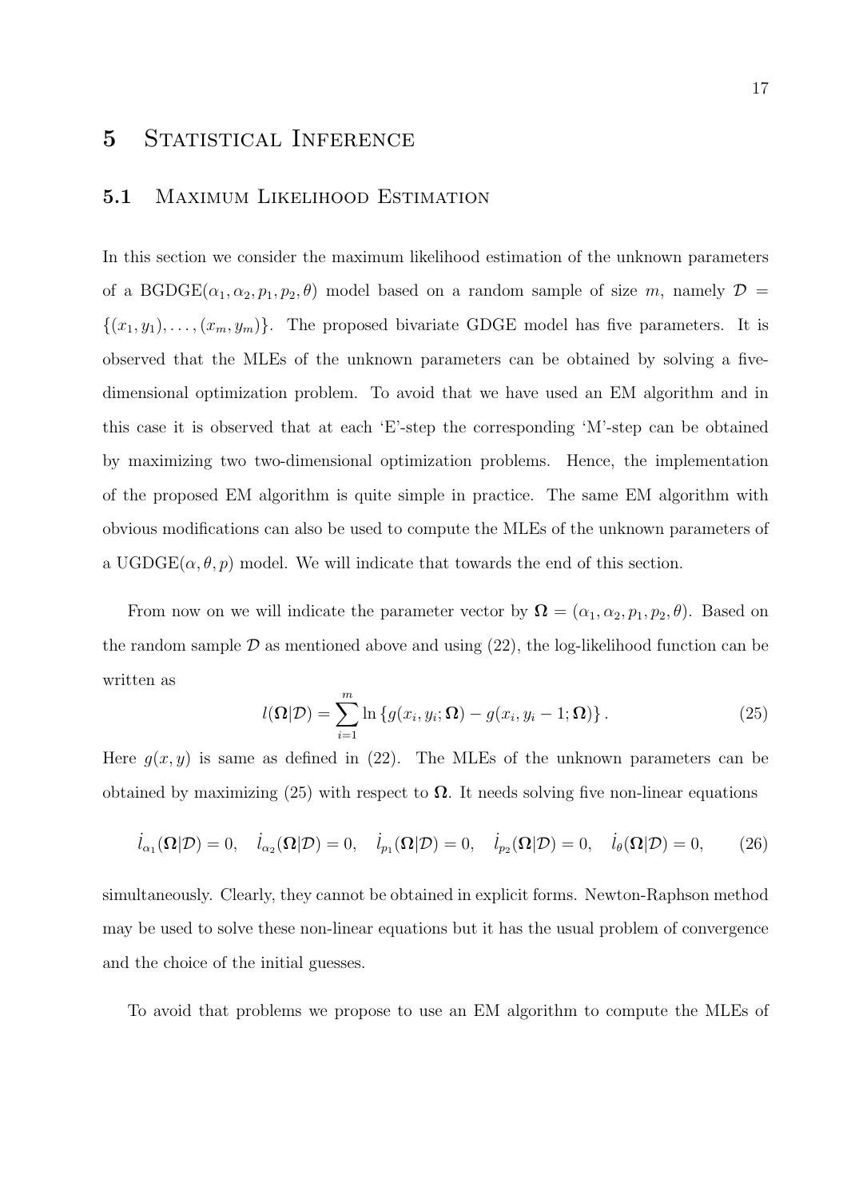# 5 Statistical Inference

## 5.1 Maximum Likelihood Estimation

In this section we consider the maximum likelihood estimation of the unknown parameters of a BGDGE$(\alpha_1, \alpha_2, p_1, p_2, \theta)$ model based on a random sample of size $m$, namely $\mathcal{D} = \{(x_1, y_1), \ldots, (x_m, y_m)\}$. The proposed bivariate GDGE model has five parameters. It is observed that the MLEs of the unknown parameters can be obtained by solving a five-dimensional optimization problem. To avoid that we have used an EM algorithm and in this case it is observed that at each 'E'-step the corresponding 'M'-step can be obtained by maximizing two two-dimensional optimization problems. Hence, the implementation of the proposed EM algorithm is quite simple in practice. The same EM algorithm with obvious modifications can also be used to compute the MLEs of the unknown parameters of a UGDGE$(\alpha, \theta, p)$ model. We will indicate that towards the end of this section.

From now on we will indicate the parameter vector by $\boldsymbol{\Omega} = (\alpha_1, \alpha_2, p_1, p_2, \theta)$. Based on the random sample $\mathcal{D}$ as mentioned above and using (22), the log-likelihood function can be written as

$$l(\boldsymbol{\Omega}|\mathcal{D}) = \sum_{i=1}^{m} \ln \left\{ g(x_i, y_i; \boldsymbol{\Omega}) - g(x_i, y_i - 1; \boldsymbol{\Omega}) \right\}. \tag{25}$$

Here $g(x, y)$ is same as defined in (22). The MLEs of the unknown parameters can be obtained by maximizing (25) with respect to $\boldsymbol{\Omega}$. It needs solving five non-linear equations

$$\dot{l}_{\alpha_1}(\boldsymbol{\Omega}|\mathcal{D}) = 0, \quad \dot{l}_{\alpha_2}(\boldsymbol{\Omega}|\mathcal{D}) = 0, \quad \dot{l}_{p_1}(\boldsymbol{\Omega}|\mathcal{D}) = 0, \quad \dot{l}_{p_2}(\boldsymbol{\Omega}|\mathcal{D}) = 0, \quad \dot{l}_{\theta}(\boldsymbol{\Omega}|\mathcal{D}) = 0, \tag{26}$$

simultaneously. Clearly, they cannot be obtained in explicit forms. Newton-Raphson method may be used to solve these non-linear equations but it has the usual problem of convergence and the choice of the initial guesses.

To avoid that problems we propose to use an EM algorithm to compute the MLEs of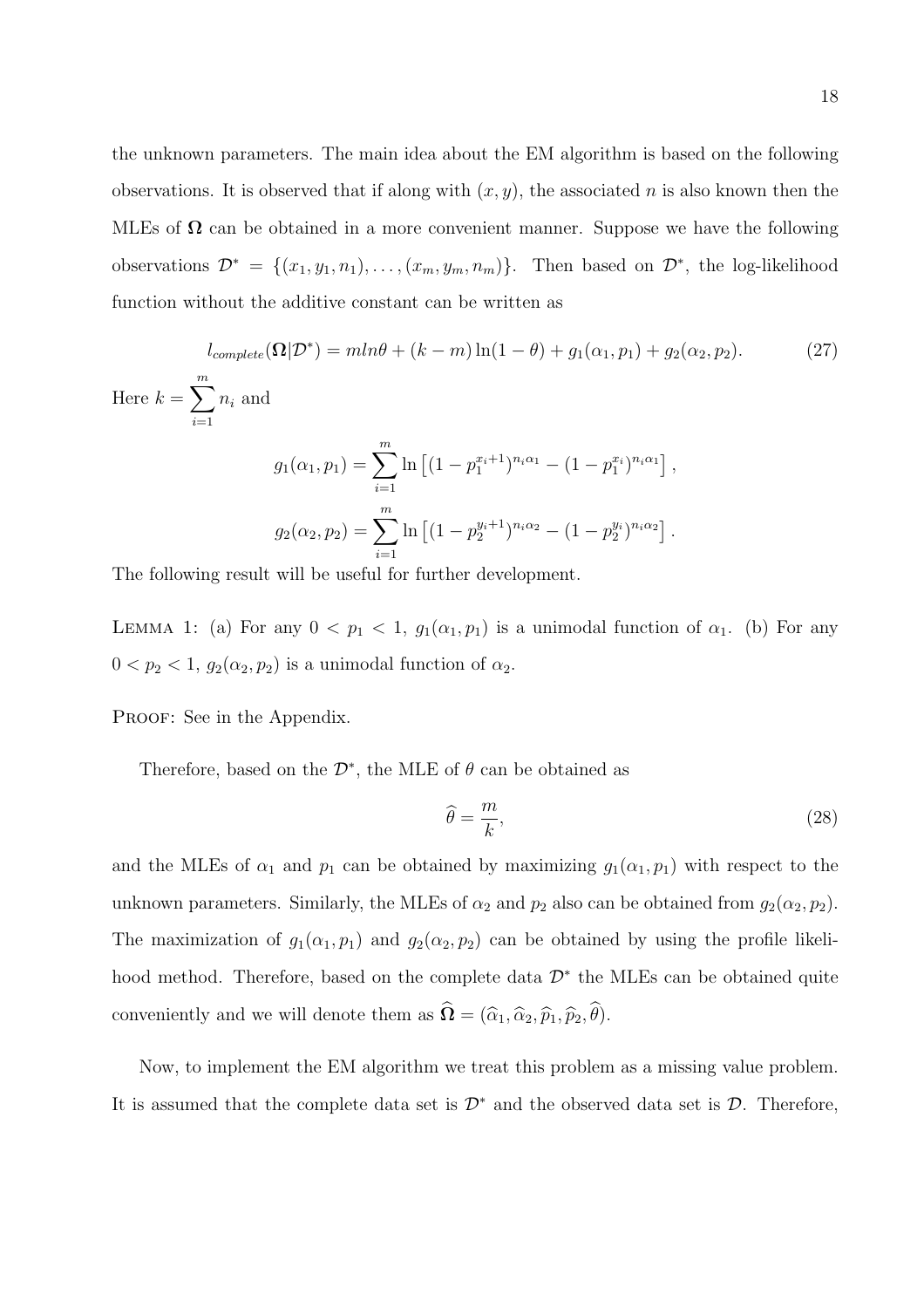the unknown parameters. The main idea about the EM algorithm is based on the following observations. It is observed that if along with $(x, y)$, the associated $n$ is also known then the MLEs of $\mathbf{\Omega}$ can be obtained in a more convenient manner. Suppose we have the following observations $\mathcal{D}^* = \{(x_1, y_1, n_1), \ldots, (x_m, y_m, n_m)\}$. Then based on $\mathcal{D}^*$, the log-likelihood function without the additive constant can be written as

$$l_{complete}(\mathbf{\Omega}|\mathcal{D}^*) = m ln\theta + (k-m)\ln(1-\theta) + g_1(\alpha_1, p_1) + g_2(\alpha_2, p_2). \tag{27}$$

Here $k = \sum_{i=1}^{m} n_i$ and

$$g_1(\alpha_1, p_1) = \sum_{i=1}^{m} \ln\left[(1-p_1^{x_i+1})^{n_i\alpha_1} - (1-p_1^{x_i})^{n_i\alpha_1}\right],$$

$$g_2(\alpha_2, p_2) = \sum_{i=1}^{m} \ln\left[(1-p_2^{y_i+1})^{n_i\alpha_2} - (1-p_2^{y_i})^{n_i\alpha_2}\right].$$

The following result will be useful for further development.

Lemma 1: (a) For any $0 < p_1 < 1$, $g_1(\alpha_1, p_1)$ is a unimodal function of $\alpha_1$. (b) For any $0 < p_2 < 1$, $g_2(\alpha_2, p_2)$ is a unimodal function of $\alpha_2$.

Proof: See in the Appendix.

Therefore, based on the $\mathcal{D}^*$, the MLE of $\theta$ can be obtained as

$$\widehat{\theta} = \frac{m}{k}, \tag{28}$$

and the MLEs of $\alpha_1$ and $p_1$ can be obtained by maximizing $g_1(\alpha_1, p_1)$ with respect to the unknown parameters. Similarly, the MLEs of $\alpha_2$ and $p_2$ also can be obtained from $g_2(\alpha_2, p_2)$. The maximization of $g_1(\alpha_1, p_1)$ and $g_2(\alpha_2, p_2)$ can be obtained by using the profile likelihood method. Therefore, based on the complete data $\mathcal{D}^*$ the MLEs can be obtained quite conveniently and we will denote them as $\widehat{\mathbf{\Omega}} = (\widehat{\alpha}_1, \widehat{\alpha}_2, \widehat{p}_1, \widehat{p}_2, \widehat{\theta})$.

Now, to implement the EM algorithm we treat this problem as a missing value problem. It is assumed that the complete data set is $\mathcal{D}^*$ and the observed data set is $\mathcal{D}$. Therefore,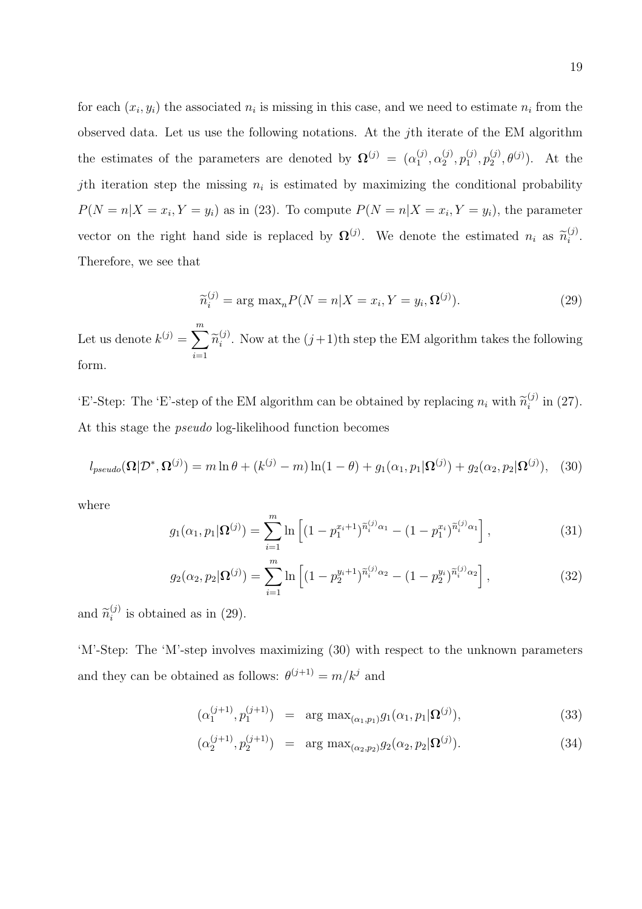for each $(x_i, y_i)$ the associated $n_i$ is missing in this case, and we need to estimate $n_i$ from the observed data. Let us use the following notations. At the $j$th iterate of the EM algorithm the estimates of the parameters are denoted by $\mathbf{\Omega}^{(j)} = (\alpha_1^{(j)}, \alpha_2^{(j)}, p_1^{(j)}, p_2^{(j)}, \theta^{(j)})$. At the $j$th iteration step the missing $n_i$ is estimated by maximizing the conditional probability $P(N = n|X = x_i, Y = y_i)$ as in (23). To compute $P(N = n|X = x_i, Y = y_i)$, the parameter vector on the right hand side is replaced by $\mathbf{\Omega}^{(j)}$. We denote the estimated $n_i$ as $\widetilde{n}_i^{(j)}$. Therefore, we see that

$$\widetilde{n}_i^{(j)} = \arg\ \max_n P(N = n|X = x_i, Y = y_i, \mathbf{\Omega}^{(j)}). \tag{29}$$

Let us denote $k^{(j)} = \sum_{i=1}^{m} \widetilde{n}_i^{(j)}$. Now at the $(j+1)$th step the EM algorithm takes the following form.

'E'-Step: The 'E'-step of the EM algorithm can be obtained by replacing $n_i$ with $\widetilde{n}_i^{(j)}$ in (27). At this stage the *pseudo* log-likelihood function becomes

$$l_{pseudo}(\mathbf{\Omega}|\mathcal{D}^*, \mathbf{\Omega}^{(j)}) = m \ln \theta + (k^{(j)} - m) \ln(1 - \theta) + g_1(\alpha_1, p_1|\mathbf{\Omega}^{(j)}) + g_2(\alpha_2, p_2|\mathbf{\Omega}^{(j)}), \tag{30}$$

where

$$g_1(\alpha_1, p_1|\mathbf{\Omega}^{(j)}) = \sum_{i=1}^{m} \ln\left[(1 - p_1^{x_i+1})^{\widetilde{n}_i^{(j)}\alpha_1} - (1 - p_1^{x_i})^{\widetilde{n}_i^{(j)}\alpha_1}\right], \tag{31}$$

$$g_2(\alpha_2, p_2|\mathbf{\Omega}^{(j)}) = \sum_{i=1}^{m} \ln\left[(1 - p_2^{y_i+1})^{\widetilde{n}_i^{(j)}\alpha_2} - (1 - p_2^{y_i})^{\widetilde{n}_i^{(j)}\alpha_2}\right], \tag{32}$$

and $\widetilde{n}_i^{(j)}$ is obtained as in (29).

'M'-Step: The 'M'-step involves maximizing (30) with respect to the unknown parameters and they can be obtained as follows: $\theta^{(j+1)} = m/k^j$ and

$$(\alpha_1^{(j+1)}, p_1^{(j+1)}) = \arg\ \max_{(\alpha_1, p_1)} g_1(\alpha_1, p_1|\mathbf{\Omega}^{(j)}), \tag{33}$$

$$(\alpha_2^{(j+1)}, p_2^{(j+1)}) = \arg\ \max_{(\alpha_2, p_2)} g_2(\alpha_2, p_2|\mathbf{\Omega}^{(j)}). \tag{34}$$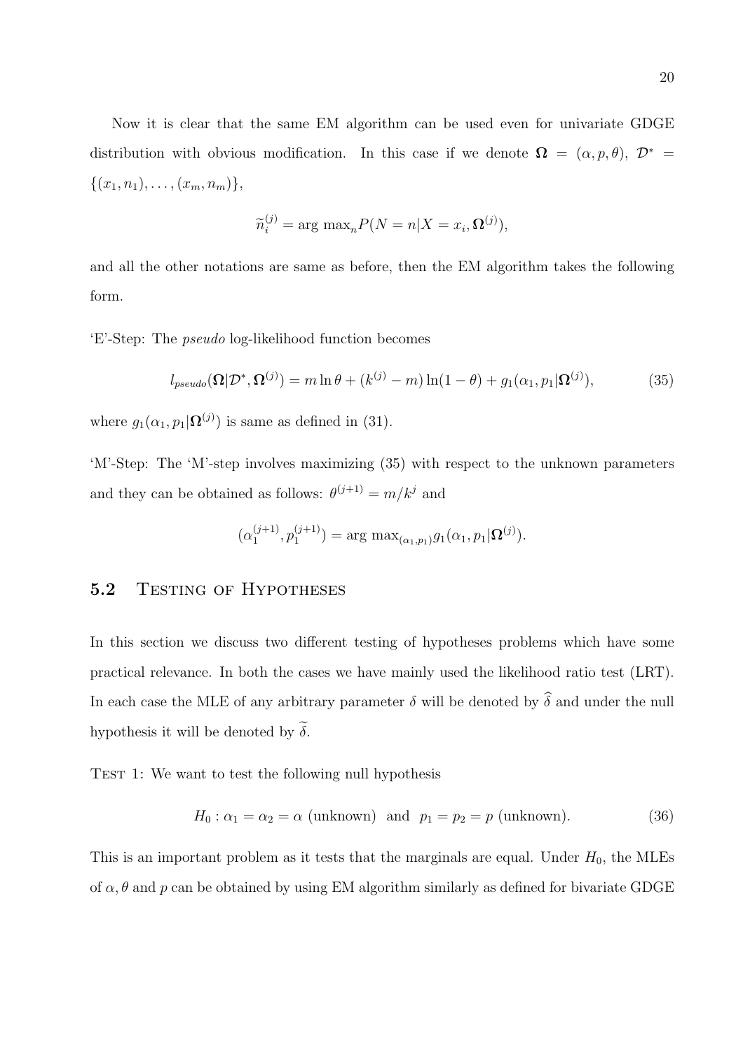Now it is clear that the same EM algorithm can be used even for univariate GDGE distribution with obvious modification. In this case if we denote $\mathbf{\Omega} = (\alpha, p, \theta)$, $\mathcal{D}^* = \{(x_1, n_1), \ldots, (x_m, n_m)\}$,

$$\widetilde{n}_i^{(j)} = \arg\max_n P(N = n | X = x_i, \mathbf{\Omega}^{(j)}),$$

and all the other notations are same as before, then the EM algorithm takes the following form.

'E'-Step: The *pseudo* log-likelihood function becomes

$$l_{pseudo}(\mathbf{\Omega}|\mathcal{D}^*, \mathbf{\Omega}^{(j)}) = m \ln \theta + (k^{(j)} - m)\ln(1 - \theta) + g_1(\alpha_1, p_1|\mathbf{\Omega}^{(j)}), \tag{35}$$

where $g_1(\alpha_1, p_1|\mathbf{\Omega}^{(j)})$ is same as defined in (31).

'M'-Step: The 'M'-step involves maximizing (35) with respect to the unknown parameters and they can be obtained as follows: $\theta^{(j+1)} = m/k^j$ and

$$(\alpha_1^{(j+1)}, p_1^{(j+1)}) = \arg\max_{(\alpha_1, p_1)} g_1(\alpha_1, p_1|\mathbf{\Omega}^{(j)}).$$

## 5.2 Testing of Hypotheses

In this section we discuss two different testing of hypotheses problems which have some practical relevance. In both the cases we have mainly used the likelihood ratio test (LRT). In each case the MLE of any arbitrary parameter $\delta$ will be denoted by $\widehat{\delta}$ and under the null hypothesis it will be denoted by $\widetilde{\delta}$.

Test 1: We want to test the following null hypothesis

$$H_0 : \alpha_1 = \alpha_2 = \alpha \text{ (unknown) and } p_1 = p_2 = p \text{ (unknown)}. \tag{36}$$

This is an important problem as it tests that the marginals are equal. Under $H_0$, the MLEs of $\alpha, \theta$ and $p$ can be obtained by using EM algorithm similarly as defined for bivariate GDGE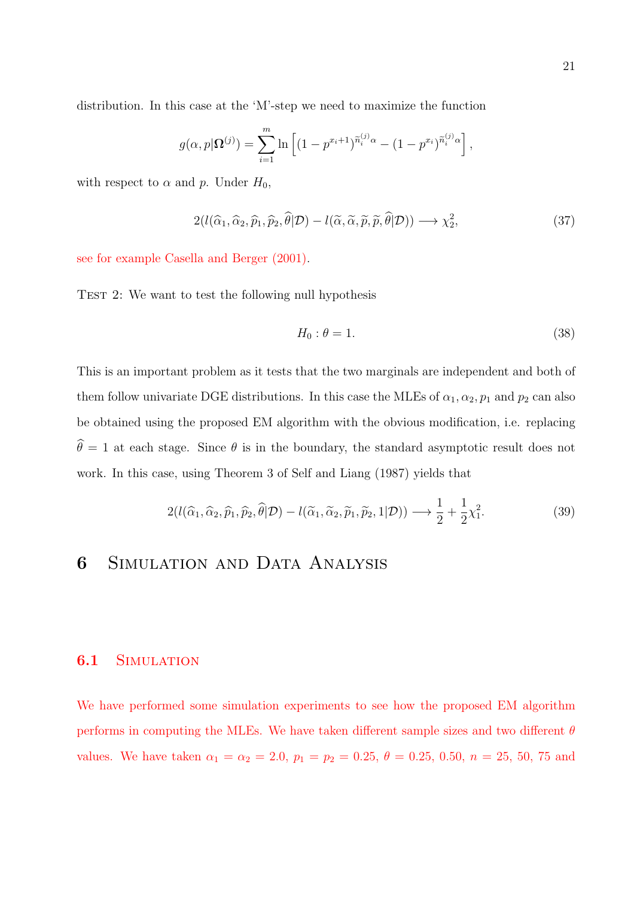distribution. In this case at the 'M'-step we need to maximize the function

$$g(\alpha, p|\mathbf{\Omega}^{(j)}) = \sum_{i=1}^{m} \ln\left[(1-p^{x_i+1})^{\widetilde{n}_i^{(j)}\alpha} - (1-p^{x_i})^{\widetilde{n}_i^{(j)}\alpha}\right],$$

with respect to $\alpha$ and $p$. Under $H_0$,

$$2(l(\widehat{\alpha}_1, \widehat{\alpha}_2, \widehat{p}_1, \widehat{p}_2, \widehat{\theta}|\mathcal{D}) - l(\widetilde{\alpha}, \widetilde{\alpha}, \widetilde{p}, \widetilde{p}, \widehat{\theta}|\mathcal{D})) \longrightarrow \chi^2_2, \tag{37}$$

see for example Casella and Berger (2001).

Test 2: We want to test the following null hypothesis

$$H_0 : \theta = 1. \tag{38}$$

This is an important problem as it tests that the two marginals are independent and both of them follow univariate DGE distributions. In this case the MLEs of $\alpha_1, \alpha_2, p_1$ and $p_2$ can also be obtained using the proposed EM algorithm with the obvious modification, i.e. replacing $\widehat{\theta} = 1$ at each stage. Since $\theta$ is in the boundary, the standard asymptotic result does not work. In this case, using Theorem 3 of Self and Liang (1987) yields that

$$2(l(\widehat{\alpha}_1, \widehat{\alpha}_2, \widehat{p}_1, \widehat{p}_2, \widehat{\theta}|\mathcal{D}) - l(\widetilde{\alpha}_1, \widetilde{\alpha}_2, \widetilde{p}_1, \widetilde{p}_2, 1|\mathcal{D})) \longrightarrow \frac{1}{2} + \frac{1}{2}\chi^2_1. \tag{39}$$

# 6 Simulation and Data Analysis

## 6.1 Simulation

We have performed some simulation experiments to see how the proposed EM algorithm performs in computing the MLEs. We have taken different sample sizes and two different $\theta$ values. We have taken $\alpha_1 = \alpha_2 = 2.0$, $p_1 = p_2 = 0.25$, $\theta = 0.25$, $0.50$, $n = 25$, $50$, $75$ and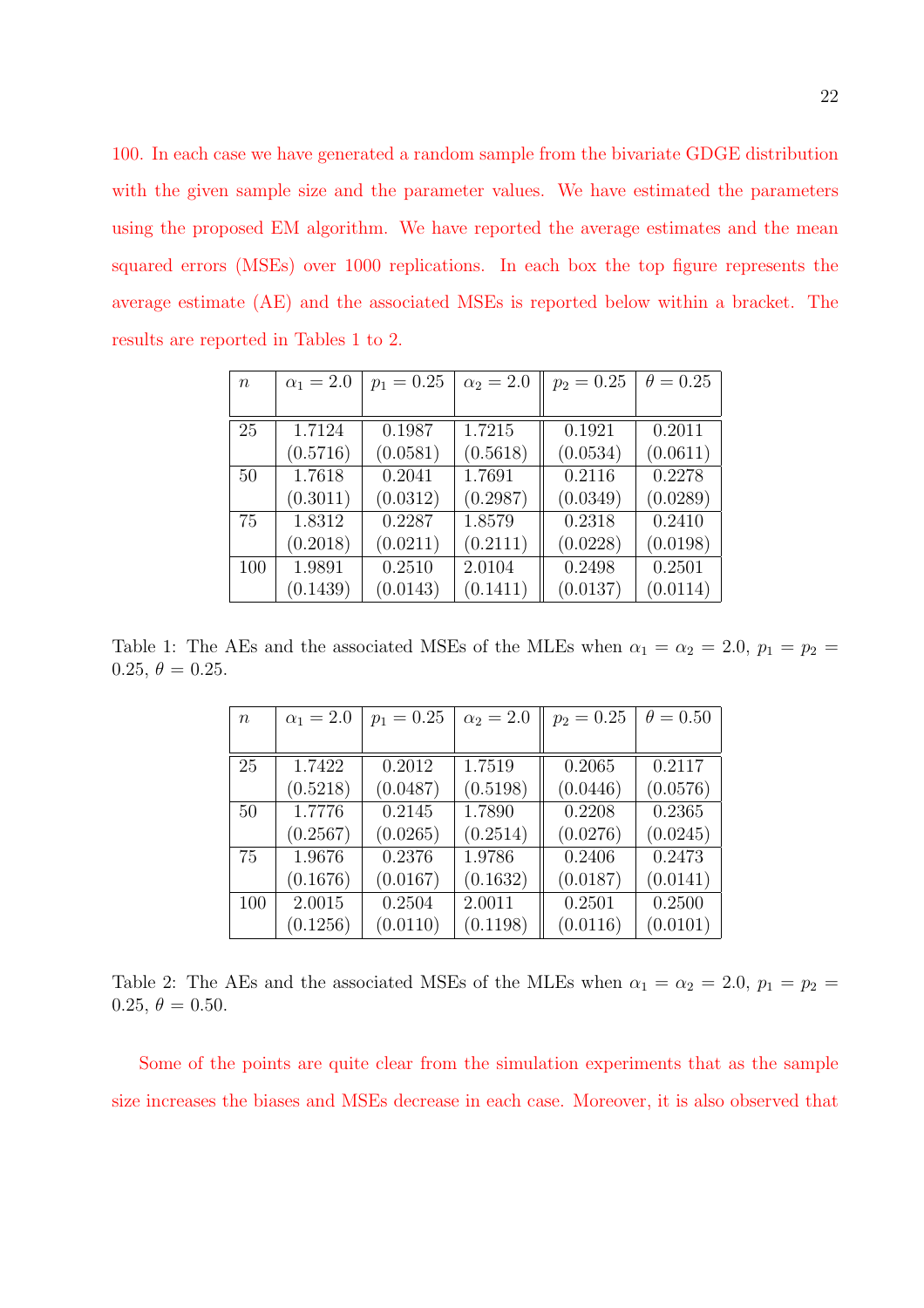100. In each case we have generated a random sample from the bivariate GDGE distribution with the given sample size and the parameter values. We have estimated the parameters using the proposed EM algorithm. We have reported the average estimates and the mean squared errors (MSEs) over 1000 replications. In each box the top figure represents the average estimate (AE) and the associated MSEs is reported below within a bracket. The results are reported in Tables 1 to 2.

| $n$ | $\alpha_1 = 2.0$ | $p_1 = 0.25$ | $\alpha_2 = 2.0$ | $p_2 = 0.25$ | $\theta = 0.25$ |
|---|---|---|---|---|---|
| 25 | 1.7124<br>(0.5716) | 0.1987<br>(0.0581) | 1.7215<br>(0.5618) | 0.1921<br>(0.0534) | 0.2011<br>(0.0611) |
| 50 | 1.7618<br>(0.3011) | 0.2041<br>(0.0312) | 1.7691<br>(0.2987) | 0.2116<br>(0.0349) | 0.2278<br>(0.0289) |
| 75 | 1.8312<br>(0.2018) | 0.2287<br>(0.0211) | 1.8579<br>(0.2111) | 0.2318<br>(0.0228) | 0.2410<br>(0.0198) |
| 100 | 1.9891<br>(0.1439) | 0.2510<br>(0.0143) | 2.0104<br>(0.1411) | 0.2498<br>(0.0137) | 0.2501<br>(0.0114) |

Table 1: The AEs and the associated MSEs of the MLEs when $\alpha_1 = \alpha_2 = 2.0$, $p_1 = p_2 = 0.25$, $\theta = 0.25$.

| $n$ | $\alpha_1 = 2.0$ | $p_1 = 0.25$ | $\alpha_2 = 2.0$ | $p_2 = 0.25$ | $\theta = 0.50$ |
|---|---|---|---|---|---|
| 25 | 1.7422<br>(0.5218) | 0.2012<br>(0.0487) | 1.7519<br>(0.5198) | 0.2065<br>(0.0446) | 0.2117<br>(0.0576) |
| 50 | 1.7776<br>(0.2567) | 0.2145<br>(0.0265) | 1.7890<br>(0.2514) | 0.2208<br>(0.0276) | 0.2365<br>(0.0245) |
| 75 | 1.9676<br>(0.1676) | 0.2376<br>(0.0167) | 1.9786<br>(0.1632) | 0.2406<br>(0.0187) | 0.2473<br>(0.0141) |
| 100 | 2.0015<br>(0.1256) | 0.2504<br>(0.0110) | 2.0011<br>(0.1198) | 0.2501<br>(0.0116) | 0.2500<br>(0.0101) |

Table 2: The AEs and the associated MSEs of the MLEs when $\alpha_1 = \alpha_2 = 2.0$, $p_1 = p_2 = 0.25$, $\theta = 0.50$.

Some of the points are quite clear from the simulation experiments that as the sample size increases the biases and MSEs decrease in each case. Moreover, it is also observed that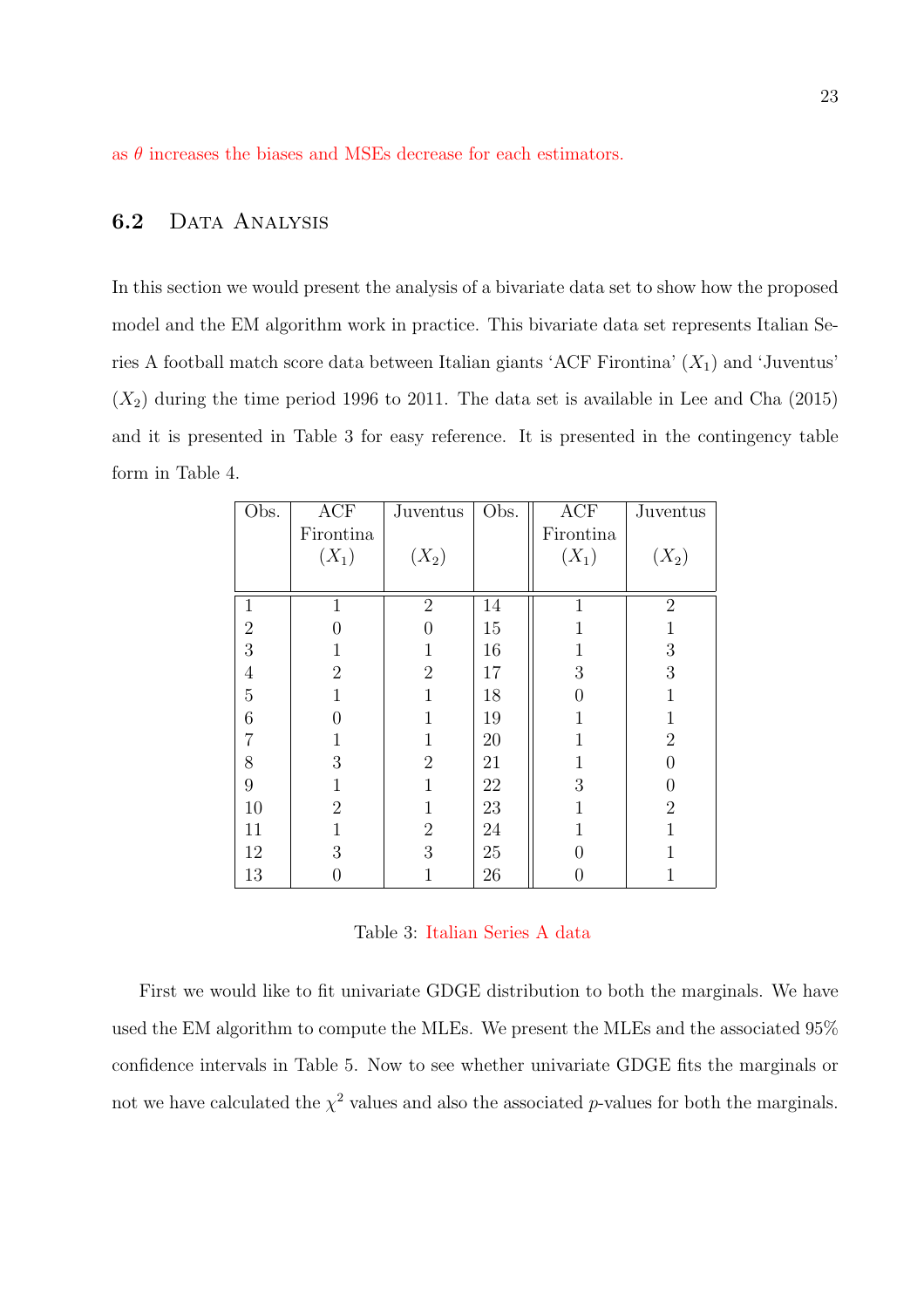as $\theta$ increases the biases and MSEs decrease for each estimators.

## 6.2 Data Analysis

In this section we would present the analysis of a bivariate data set to show how the proposed model and the EM algorithm work in practice. This bivariate data set represents Italian Series A football match score data between Italian giants 'ACF Firontina' ($X_1$) and 'Juventus' ($X_2$) during the time period 1996 to 2011. The data set is available in Lee and Cha (2015) and it is presented in Table 3 for easy reference. It is presented in the contingency table form in Table 4.

| Obs. | ACF Firontina ($X_1$) | Juventus ($X_2$) | Obs. | ACF Firontina ($X_1$) | Juventus ($X_2$) |
|---|---|---|---|---|---|
| 1 | 1 | 2 | 14 | 1 | 2 |
| 2 | 0 | 0 | 15 | 1 | 1 |
| 3 | 1 | 1 | 16 | 1 | 3 |
| 4 | 2 | 2 | 17 | 3 | 3 |
| 5 | 1 | 1 | 18 | 0 | 1 |
| 6 | 0 | 1 | 19 | 1 | 1 |
| 7 | 1 | 1 | 20 | 1 | 2 |
| 8 | 3 | 2 | 21 | 1 | 0 |
| 9 | 1 | 1 | 22 | 3 | 0 |
| 10 | 2 | 1 | 23 | 1 | 2 |
| 11 | 1 | 2 | 24 | 1 | 1 |
| 12 | 3 | 3 | 25 | 0 | 1 |
| 13 | 0 | 1 | 26 | 0 | 1 |

Table 3: Italian Series A data

First we would like to fit univariate GDGE distribution to both the marginals. We have used the EM algorithm to compute the MLEs. We present the MLEs and the associated 95% confidence intervals in Table 5. Now to see whether univariate GDGE fits the marginals or not we have calculated the $\chi^2$ values and also the associated $p$-values for both the marginals.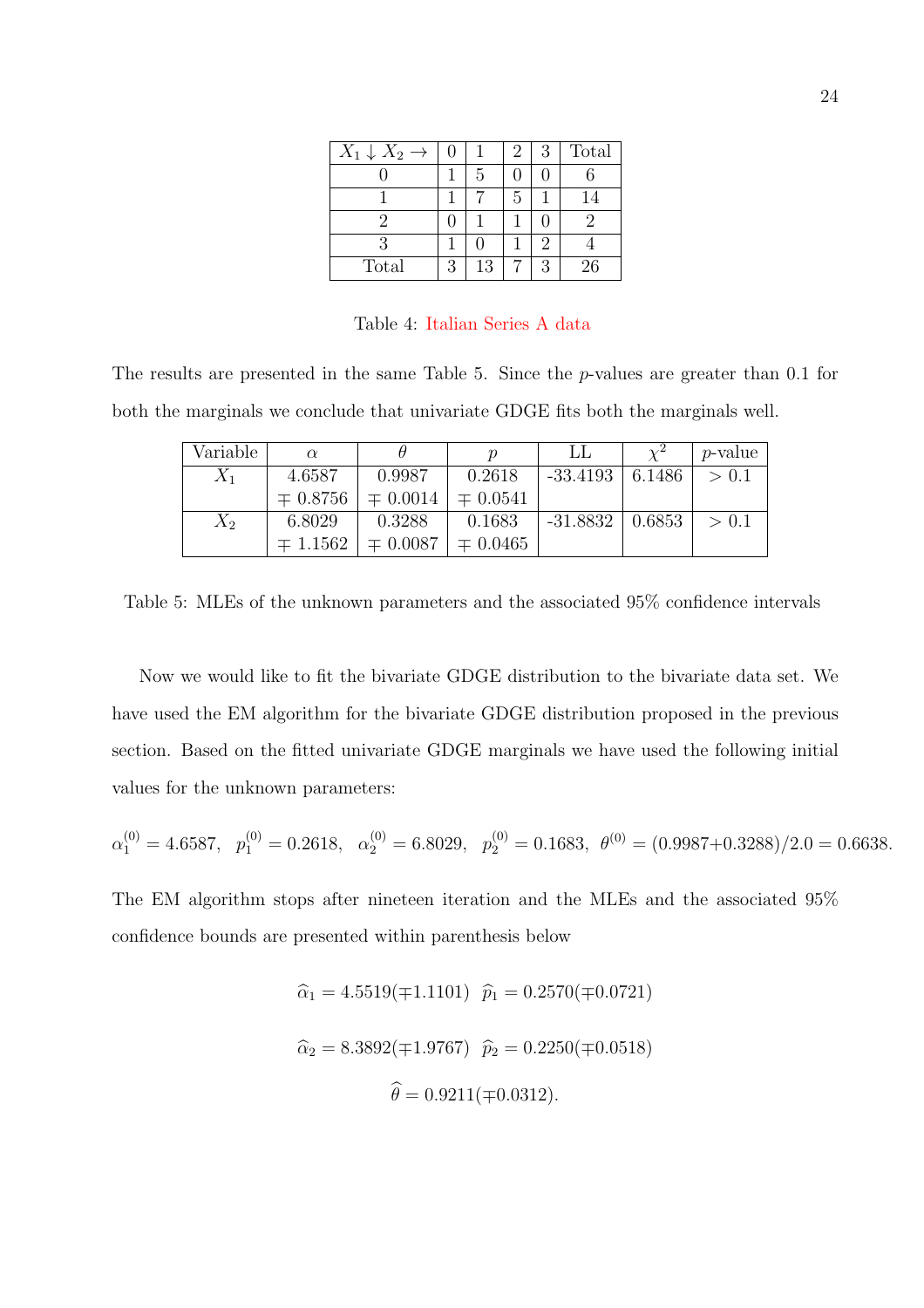| $X_1 \downarrow X_2 \rightarrow$ | 0 | 1 | 2 | 3 | Total |
|---|---|---|---|---|---|
| 0 | 1 | 5 | 0 | 0 | 6 |
| 1 | 1 | 7 | 5 | 1 | 14 |
| 2 | 0 | 1 | 1 | 0 | 2 |
| 3 | 1 | 0 | 1 | 2 | 4 |
| Total | 3 | 13 | 7 | 3 | 26 |

Table 4: Italian Series A data

The results are presented in the same Table 5. Since the $p$-values are greater than 0.1 for both the marginals we conclude that univariate GDGE fits both the marginals well.

| Variable | $\alpha$ | $\theta$ | $p$ | LL | $\chi^2$ | $p$-value |
|---|---|---|---|---|---|---|
| $X_1$ | 4.6587 | 0.9987 | 0.2618 | -33.4193 | 6.1486 | $> 0.1$ |
| | $\mp$ 0.8756 | $\mp$ 0.0014 | $\mp$ 0.0541 | | | |
| $X_2$ | 6.8029 | 0.3288 | 0.1683 | -31.8832 | 0.6853 | $> 0.1$ |
| | $\mp$ 1.1562 | $\mp$ 0.0087 | $\mp$ 0.0465 | | | |

Table 5: MLEs of the unknown parameters and the associated 95% confidence intervals

Now we would like to fit the bivariate GDGE distribution to the bivariate data set. We have used the EM algorithm for the bivariate GDGE distribution proposed in the previous section. Based on the fitted univariate GDGE marginals we have used the following initial values for the unknown parameters:

$$\alpha_1^{(0)} = 4.6587, \quad p_1^{(0)} = 0.2618, \quad \alpha_2^{(0)} = 6.8029, \quad p_2^{(0)} = 0.1683, \quad \theta^{(0)} = (0.9987{+}0.3288)/2.0 = 0.6638.$$

The EM algorithm stops after nineteen iteration and the MLEs and the associated 95% confidence bounds are presented within parenthesis below

$$\widehat{\alpha}_1 = 4.5519(\mp 1.1101) \quad \widehat{p}_1 = 0.2570(\mp 0.0721)$$

$$\widehat{\alpha}_2 = 8.3892(\mp 1.9767) \quad \widehat{p}_2 = 0.2250(\mp 0.0518)$$

$$\widehat{\theta} = 0.9211(\mp 0.0312).$$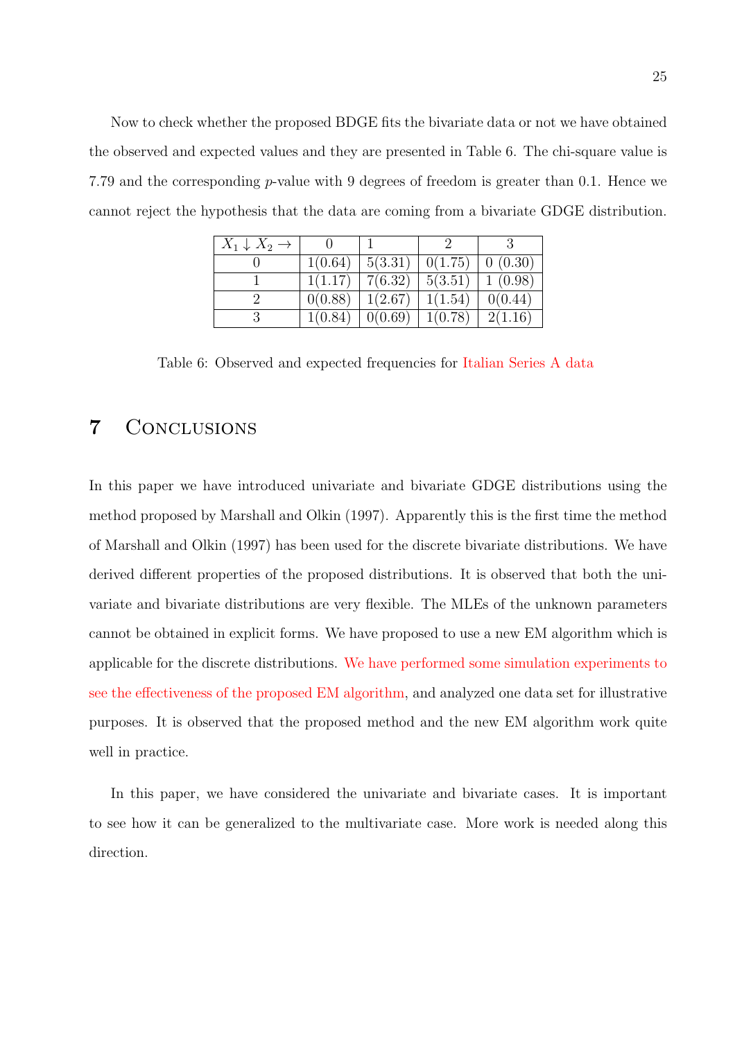Now to check whether the proposed BDGE fits the bivariate data or not we have obtained the observed and expected values and they are presented in Table 6. The chi-square value is 7.79 and the corresponding $p$-value with 9 degrees of freedom is greater than 0.1. Hence we cannot reject the hypothesis that the data are coming from a bivariate GDGE distribution.

| $X_1 \downarrow X_2 \rightarrow$ | 0 | 1 | 2 | 3 |
|---|---|---|---|---|
| 0 | 1(0.64) | 5(3.31) | 0(1.75) | 0 (0.30) |
| 1 | 1(1.17) | 7(6.32) | 5(3.51) | 1 (0.98) |
| 2 | 0(0.88) | 1(2.67) | 1(1.54) | 0(0.44) |
| 3 | 1(0.84) | 0(0.69) | 1(0.78) | 2(1.16) |

Table 6: Observed and expected frequencies for Italian Series A data

## 7 Conclusions

In this paper we have introduced univariate and bivariate GDGE distributions using the method proposed by Marshall and Olkin (1997). Apparently this is the first time the method of Marshall and Olkin (1997) has been used for the discrete bivariate distributions. We have derived different properties of the proposed distributions. It is observed that both the univariate and bivariate distributions are very flexible. The MLEs of the unknown parameters cannot be obtained in explicit forms. We have proposed to use a new EM algorithm which is applicable for the discrete distributions. We have performed some simulation experiments to see the effectiveness of the proposed EM algorithm, and analyzed one data set for illustrative purposes. It is observed that the proposed method and the new EM algorithm work quite well in practice.

In this paper, we have considered the univariate and bivariate cases. It is important to see how it can be generalized to the multivariate case. More work is needed along this direction.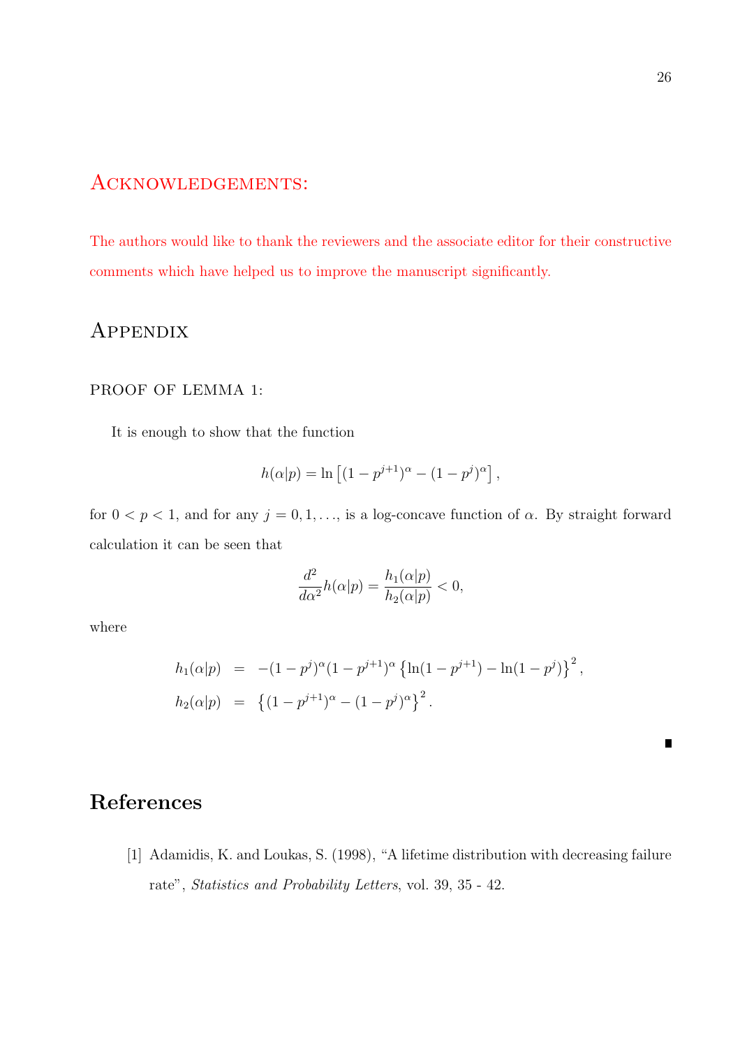## Acknowledgements:

The authors would like to thank the reviewers and the associate editor for their constructive comments which have helped us to improve the manuscript significantly.

## Appendix

### PROOF OF LEMMA 1:

It is enough to show that the function

$$h(\alpha|p) = \ln\left[(1-p^{j+1})^{\alpha} - (1-p^{j})^{\alpha}\right],$$

for $0 < p < 1$, and for any $j = 0, 1, \ldots$, is a log-concave function of $\alpha$. By straight forward calculation it can be seen that

$$\frac{d^2}{d\alpha^2} h(\alpha|p) = \frac{h_1(\alpha|p)}{h_2(\alpha|p)} < 0,$$

where

$$\begin{aligned}
h_1(\alpha|p) &= -(1-p^{j})^{\alpha}(1-p^{j+1})^{\alpha}\left\{\ln(1-p^{j+1}) - \ln(1-p^{j})\right\}^2, \\
h_2(\alpha|p) &= \left\{(1-p^{j+1})^{\alpha} - (1-p^{j})^{\alpha}\right\}^2.
\end{aligned}$$

∎

## References

[1] Adamidis, K. and Loukas, S. (1998), "A lifetime distribution with decreasing failure rate", *Statistics and Probability Letters*, vol. 39, 35 - 42.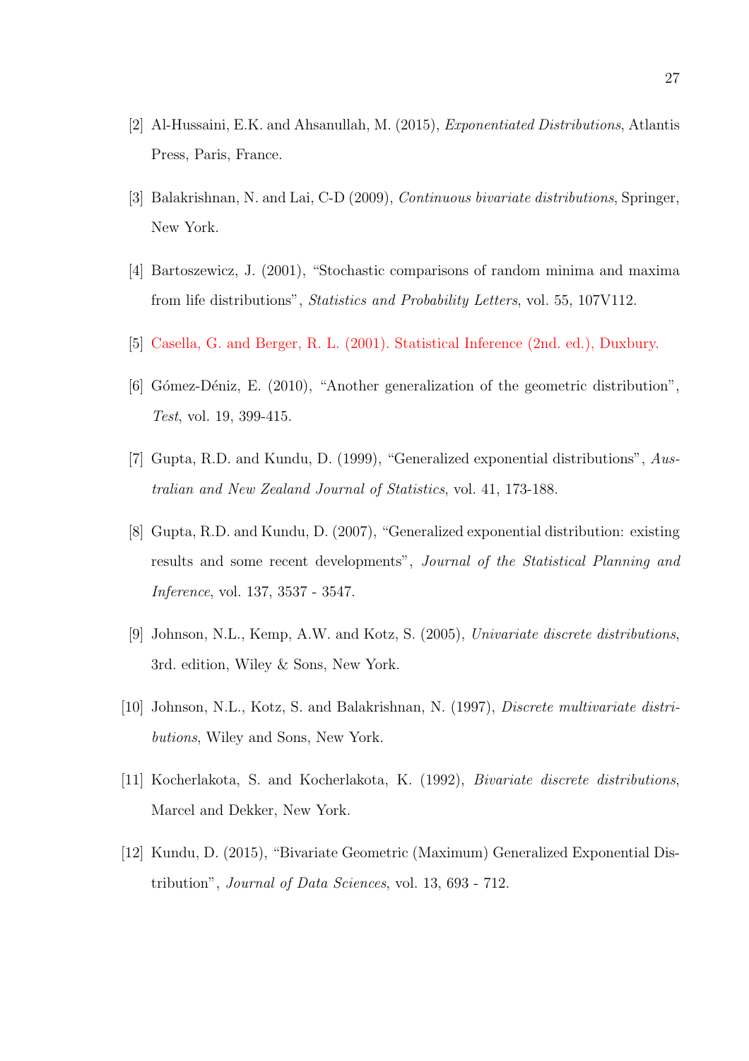[2] Al-Hussaini, E.K. and Ahsanullah, M. (2015), *Exponentiated Distributions*, Atlantis Press, Paris, France.

[3] Balakrishnan, N. and Lai, C-D (2009), *Continuous bivariate distributions*, Springer, New York.

[4] Bartoszewicz, J. (2001), "Stochastic comparisons of random minima and maxima from life distributions", *Statistics and Probability Letters*, vol. 55, 107V112.

[5] Casella, G. and Berger, R. L. (2001). Statistical Inference (2nd. ed.), Duxbury.

[6] Gómez-Déniz, E. (2010), "Another generalization of the geometric distribution", *Test*, vol. 19, 399-415.

[7] Gupta, R.D. and Kundu, D. (1999), "Generalized exponential distributions", *Australian and New Zealand Journal of Statistics*, vol. 41, 173-188.

[8] Gupta, R.D. and Kundu, D. (2007), "Generalized exponential distribution: existing results and some recent developments", *Journal of the Statistical Planning and Inference*, vol. 137, 3537 - 3547.

[9] Johnson, N.L., Kemp, A.W. and Kotz, S. (2005), *Univariate discrete distributions*, 3rd. edition, Wiley & Sons, New York.

[10] Johnson, N.L., Kotz, S. and Balakrishnan, N. (1997), *Discrete multivariate distributions*, Wiley and Sons, New York.

[11] Kocherlakota, S. and Kocherlakota, K. (1992), *Bivariate discrete distributions*, Marcel and Dekker, New York.

[12] Kundu, D. (2015), "Bivariate Geometric (Maximum) Generalized Exponential Distribution", *Journal of Data Sciences*, vol. 13, 693 - 712.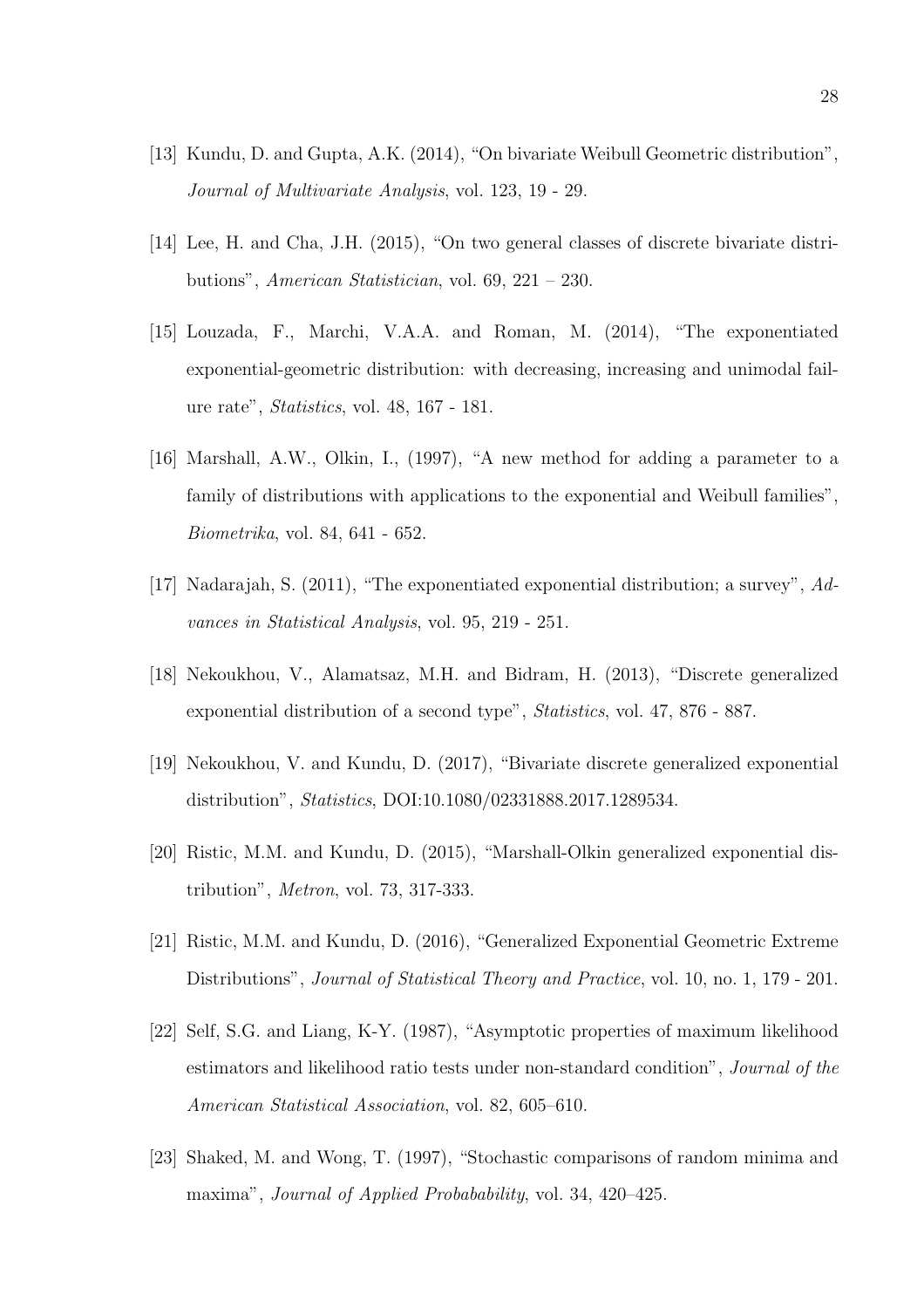[13] Kundu, D. and Gupta, A.K. (2014), "On bivariate Weibull Geometric distribution", *Journal of Multivariate Analysis*, vol. 123, 19 - 29.

[14] Lee, H. and Cha, J.H. (2015), "On two general classes of discrete bivariate distributions", *American Statistician*, vol. 69, 221 – 230.

[15] Louzada, F., Marchi, V.A.A. and Roman, M. (2014), "The exponentiated exponential-geometric distribution: with decreasing, increasing and unimodal failure rate", *Statistics*, vol. 48, 167 - 181.

[16] Marshall, A.W., Olkin, I., (1997), "A new method for adding a parameter to a family of distributions with applications to the exponential and Weibull families", *Biometrika*, vol. 84, 641 - 652.

[17] Nadarajah, S. (2011), "The exponentiated exponential distribution; a survey", *Advances in Statistical Analysis*, vol. 95, 219 - 251.

[18] Nekoukhou, V., Alamatsaz, M.H. and Bidram, H. (2013), "Discrete generalized exponential distribution of a second type", *Statistics*, vol. 47, 876 - 887.

[19] Nekoukhou, V. and Kundu, D. (2017), "Bivariate discrete generalized exponential distribution", *Statistics*, DOI:10.1080/02331888.2017.1289534.

[20] Ristic, M.M. and Kundu, D. (2015), "Marshall-Olkin generalized exponential distribution", *Metron*, vol. 73, 317-333.

[21] Ristic, M.M. and Kundu, D. (2016), "Generalized Exponential Geometric Extreme Distributions", *Journal of Statistical Theory and Practice*, vol. 10, no. 1, 179 - 201.

[22] Self, S.G. and Liang, K-Y. (1987), "Asymptotic properties of maximum likelihood estimators and likelihood ratio tests under non-standard condition", *Journal of the American Statistical Association*, vol. 82, 605–610.

[23] Shaked, M. and Wong, T. (1997), "Stochastic comparisons of random minima and maxima", *Journal of Applied Probabability*, vol. 34, 420–425.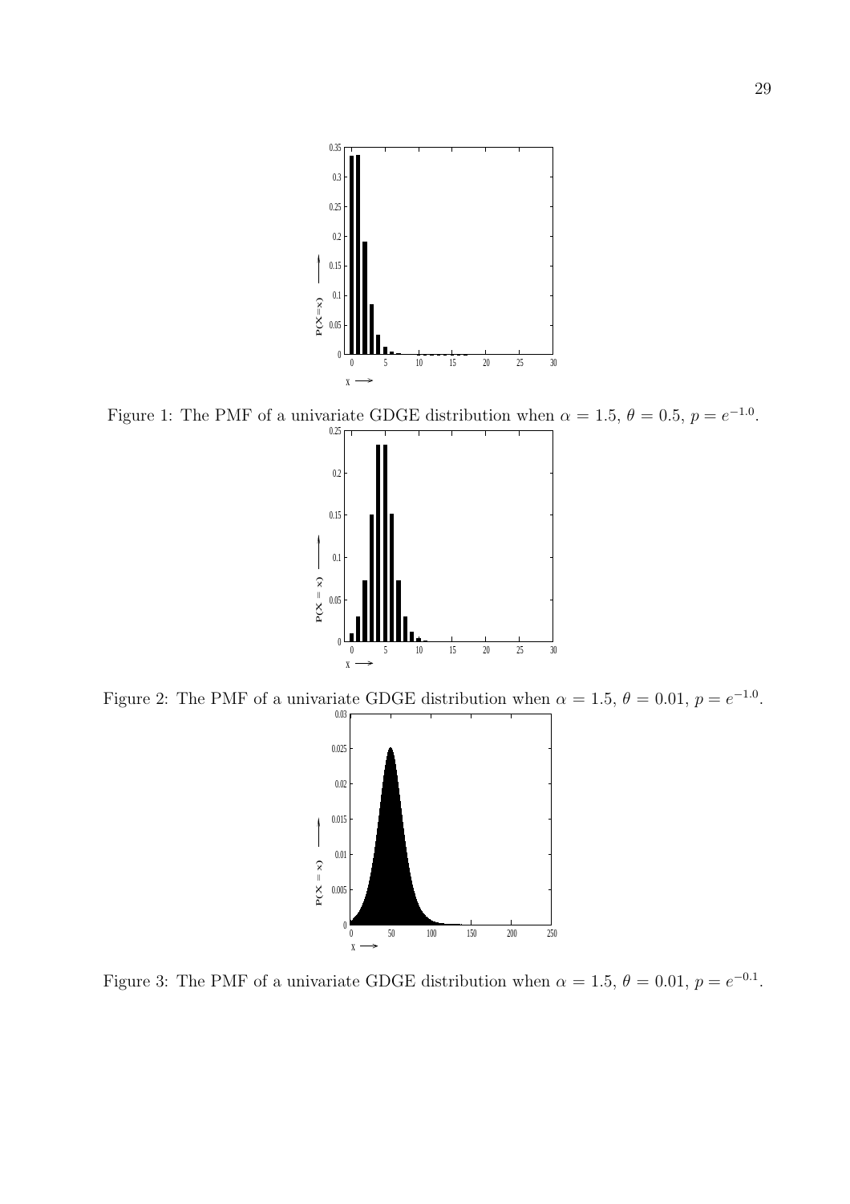0.35
0.3
0.25
0.2
0.15
0.1
0.05
0
P(X=x)
0 5 10 15 20 25 30
x

Figure 1: The PMF of a univariate GDGE distribution when $\alpha = 1.5$, $\theta = 0.5$, $p = e^{-1.0}$.

0.25
0.2
0.15
0.1
0.05
0
P(X = x)
0 5 10 15 20 25 30
x

Figure 2: The PMF of a univariate GDGE distribution when $\alpha = 1.5$, $\theta = 0.01$, $p = e^{-1.0}$.

0.03
0.025
0.02
0.015
0.01
0.005
0
P(X = x)
0 50 100 150 200 250
x

Figure 3: The PMF of a univariate GDGE distribution when $\alpha = 1.5$, $\theta = 0.01$, $p = e^{-0.1}$.